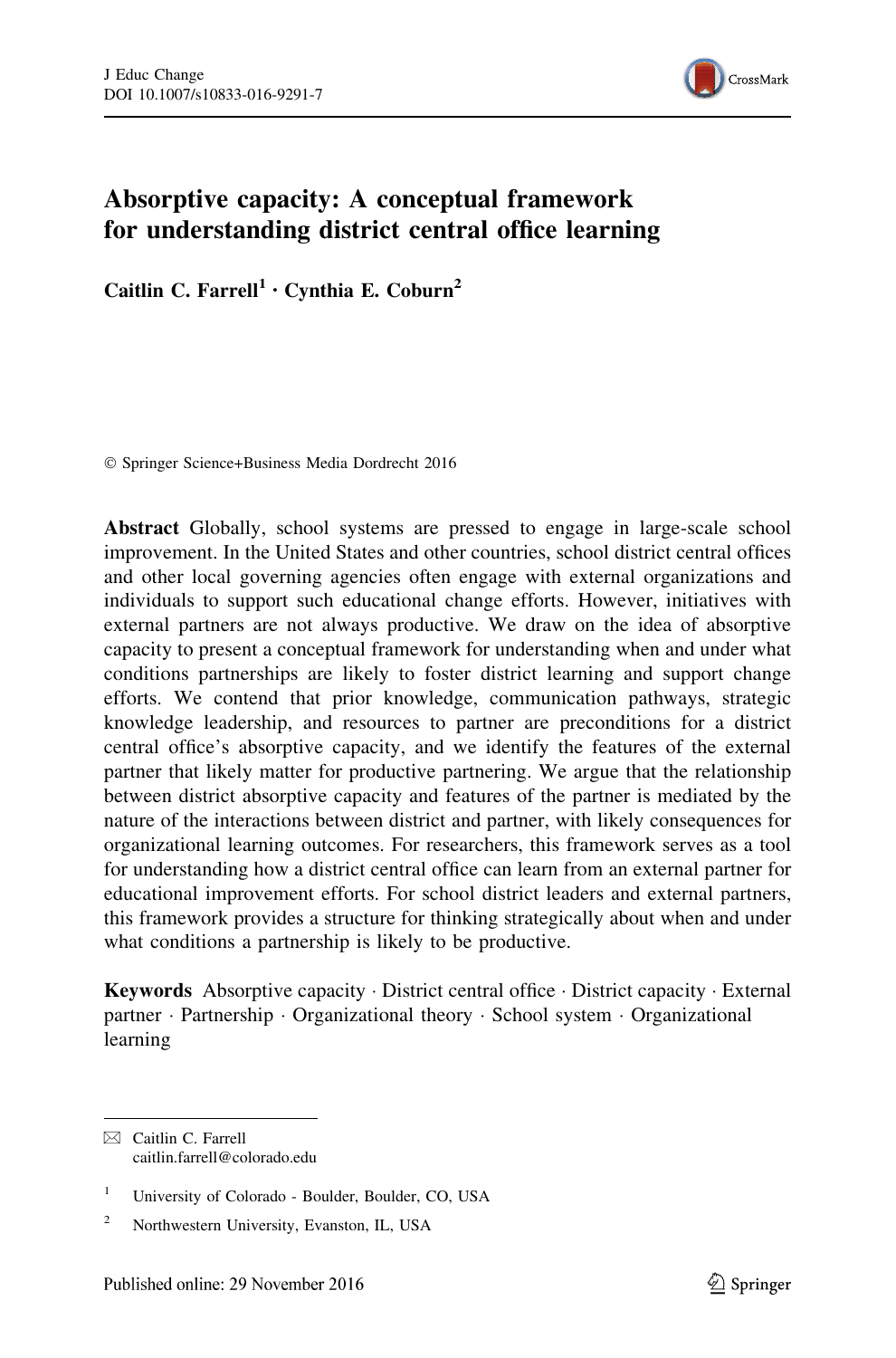# Absorptive capacity: A conceptual framework for understanding district central office learning

**Caitlin C. Farrell**[1] · **Cynthia E. Coburn**[2]

© Springer Science+Business Media Dordrecht 2016

**Abstract** Globally, school systems are pressed to engage in large-scale school improvement. In the United States and other countries, school district central offices and other local governing agencies often engage with external organizations and individuals to support such educational change efforts. However, initiatives with external partners are not always productive. We draw on the idea of absorptive capacity to present a conceptual framework for understanding when and under what conditions partnerships are likely to foster district learning and support change efforts. We contend that prior knowledge, communication pathways, strategic knowledge leadership, and resources to partner are preconditions for a district central office's absorptive capacity, and we identify the features of the external partner that likely matter for productive partnering. We argue that the relationship between district absorptive capacity and features of the partner is mediated by the nature of the interactions between district and partner, with likely consequences for organizational learning outcomes. For researchers, this framework serves as a tool for understanding how a district central office can learn from an external partner for educational improvement efforts. For school district leaders and external partners, this framework provides a structure for thinking strategically about when and under what conditions a partnership is likely to be productive.

**Keywords** Absorptive capacity · District central office · District capacity · External partner · Partnership · Organizational theory · School system · Organizational learning

---

✉ Caitlin C. Farrell
caitlin.farrell@colorado.edu

[1] University of Colorado - Boulder, Boulder, CO, USA

[2] Northwestern University, Evanston, IL, USA

Published online: 29 November 2016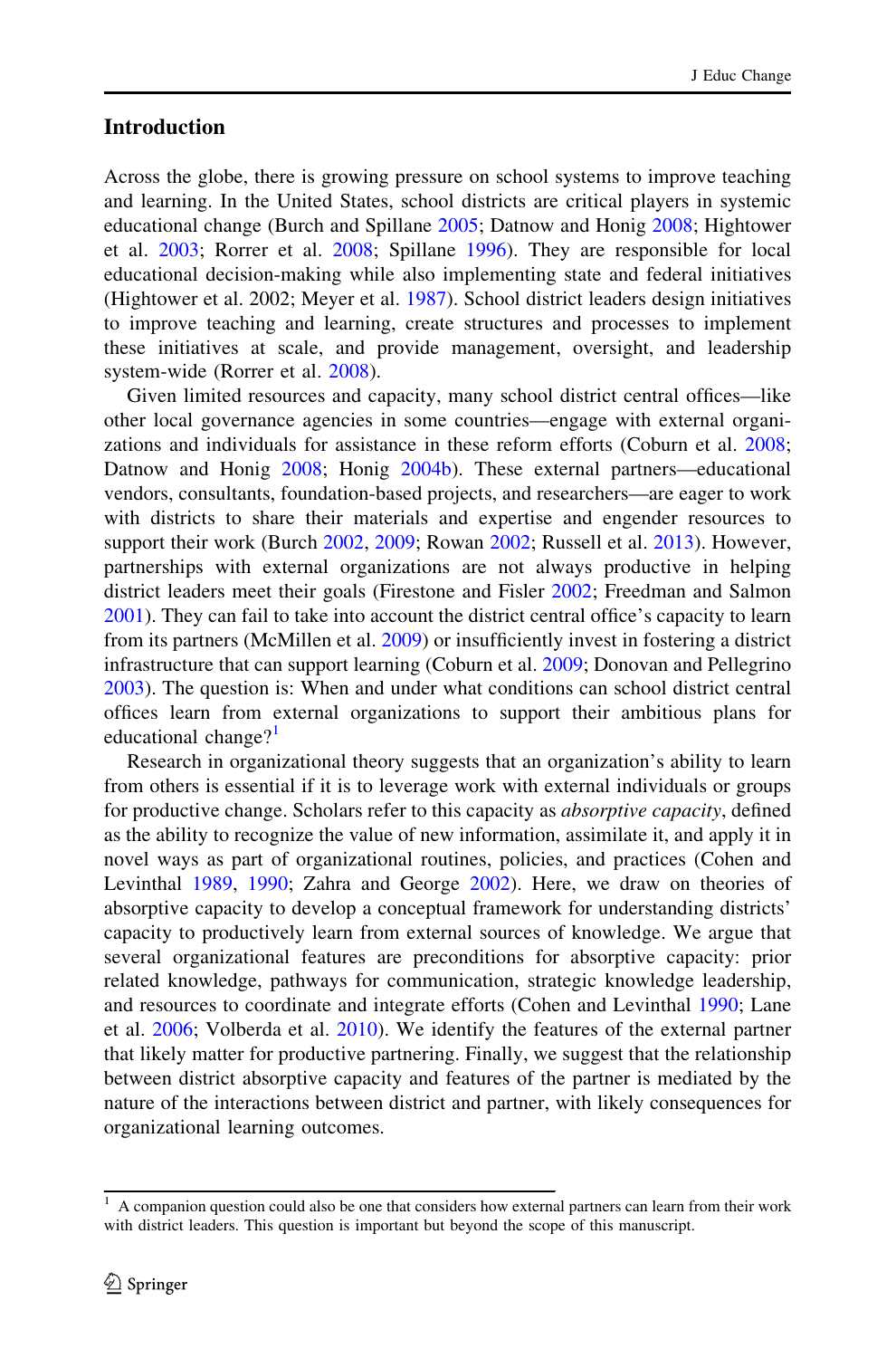## Introduction

Across the globe, there is growing pressure on school systems to improve teaching and learning. In the United States, school districts are critical players in systemic educational change (Burch and Spillane 2005; Datnow and Honig 2008; Hightower et al. 2003; Rorrer et al. 2008; Spillane 1996). They are responsible for local educational decision-making while also implementing state and federal initiatives (Hightower et al. 2002; Meyer et al. 1987). School district leaders design initiatives to improve teaching and learning, create structures and processes to implement these initiatives at scale, and provide management, oversight, and leadership system-wide (Rorrer et al. 2008).

Given limited resources and capacity, many school district central offices—like other local governance agencies in some countries—engage with external organizations and individuals for assistance in these reform efforts (Coburn et al. 2008; Datnow and Honig 2008; Honig 2004b). These external partners—educational vendors, consultants, foundation-based projects, and researchers—are eager to work with districts to share their materials and expertise and engender resources to support their work (Burch 2002, 2009; Rowan 2002; Russell et al. 2013). However, partnerships with external organizations are not always productive in helping district leaders meet their goals (Firestone and Fisler 2002; Freedman and Salmon 2001). They can fail to take into account the district central office's capacity to learn from its partners (McMillen et al. 2009) or insufficiently invest in fostering a district infrastructure that can support learning (Coburn et al. 2009; Donovan and Pellegrino 2003). The question is: When and under what conditions can school district central offices learn from external organizations to support their ambitious plans for educational change?[1]

Research in organizational theory suggests that an organization's ability to learn from others is essential if it is to leverage work with external individuals or groups for productive change. Scholars refer to this capacity as *absorptive capacity*, defined as the ability to recognize the value of new information, assimilate it, and apply it in novel ways as part of organizational routines, policies, and practices (Cohen and Levinthal 1989, 1990; Zahra and George 2002). Here, we draw on theories of absorptive capacity to develop a conceptual framework for understanding districts' capacity to productively learn from external sources of knowledge. We argue that several organizational features are preconditions for absorptive capacity: prior related knowledge, pathways for communication, strategic knowledge leadership, and resources to coordinate and integrate efforts (Cohen and Levinthal 1990; Lane et al. 2006; Volberda et al. 2010). We identify the features of the external partner that likely matter for productive partnering. Finally, we suggest that the relationship between district absorptive capacity and features of the partner is mediated by the nature of the interactions between district and partner, with likely consequences for organizational learning outcomes.

[1] A companion question could also be one that considers how external partners can learn from their work with district leaders. This question is important but beyond the scope of this manuscript.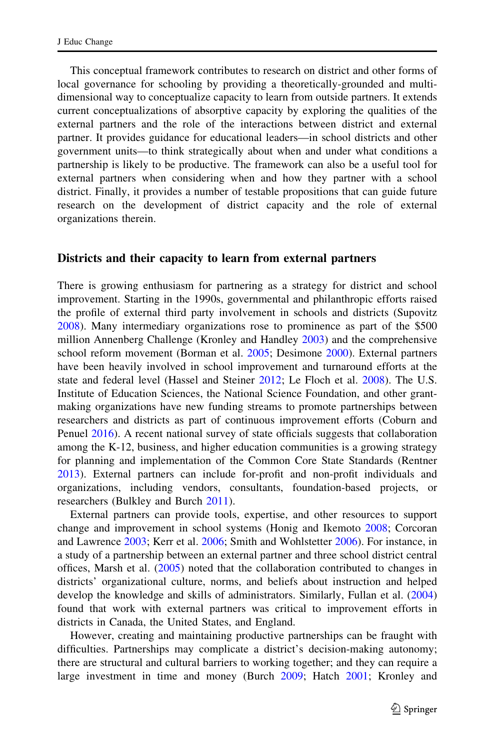This conceptual framework contributes to research on district and other forms of local governance for schooling by providing a theoretically-grounded and multi-dimensional way to conceptualize capacity to learn from outside partners. It extends current conceptualizations of absorptive capacity by exploring the qualities of the external partners and the role of the interactions between district and external partner. It provides guidance for educational leaders—in school districts and other government units—to think strategically about when and under what conditions a partnership is likely to be productive. The framework can also be a useful tool for external partners when considering when and how they partner with a school district. Finally, it provides a number of testable propositions that can guide future research on the development of district capacity and the role of external organizations therein.

## Districts and their capacity to learn from external partners

There is growing enthusiasm for partnering as a strategy for district and school improvement. Starting in the 1990s, governmental and philanthropic efforts raised the profile of external third party involvement in schools and districts (Supovitz 2008). Many intermediary organizations rose to prominence as part of the $500 million Annenberg Challenge (Kronley and Handley 2003) and the comprehensive school reform movement (Borman et al. 2005; Desimone 2000). External partners have been heavily involved in school improvement and turnaround efforts at the state and federal level (Hassel and Steiner 2012; Le Floch et al. 2008). The U.S. Institute of Education Sciences, the National Science Foundation, and other grant-making organizations have new funding streams to promote partnerships between researchers and districts as part of continuous improvement efforts (Coburn and Penuel 2016). A recent national survey of state officials suggests that collaboration among the K-12, business, and higher education communities is a growing strategy for planning and implementation of the Common Core State Standards (Rentner 2013). External partners can include for-profit and non-profit individuals and organizations, including vendors, consultants, foundation-based projects, or researchers (Bulkley and Burch 2011).

External partners can provide tools, expertise, and other resources to support change and improvement in school systems (Honig and Ikemoto 2008; Corcoran and Lawrence 2003; Kerr et al. 2006; Smith and Wohlstetter 2006). For instance, in a study of a partnership between an external partner and three school district central offices, Marsh et al. (2005) noted that the collaboration contributed to changes in districts' organizational culture, norms, and beliefs about instruction and helped develop the knowledge and skills of administrators. Similarly, Fullan et al. (2004) found that work with external partners was critical to improvement efforts in districts in Canada, the United States, and England.

However, creating and maintaining productive partnerships can be fraught with difficulties. Partnerships may complicate a district's decision-making autonomy; there are structural and cultural barriers to working together; and they can require a large investment in time and money (Burch 2009; Hatch 2001; Kronley and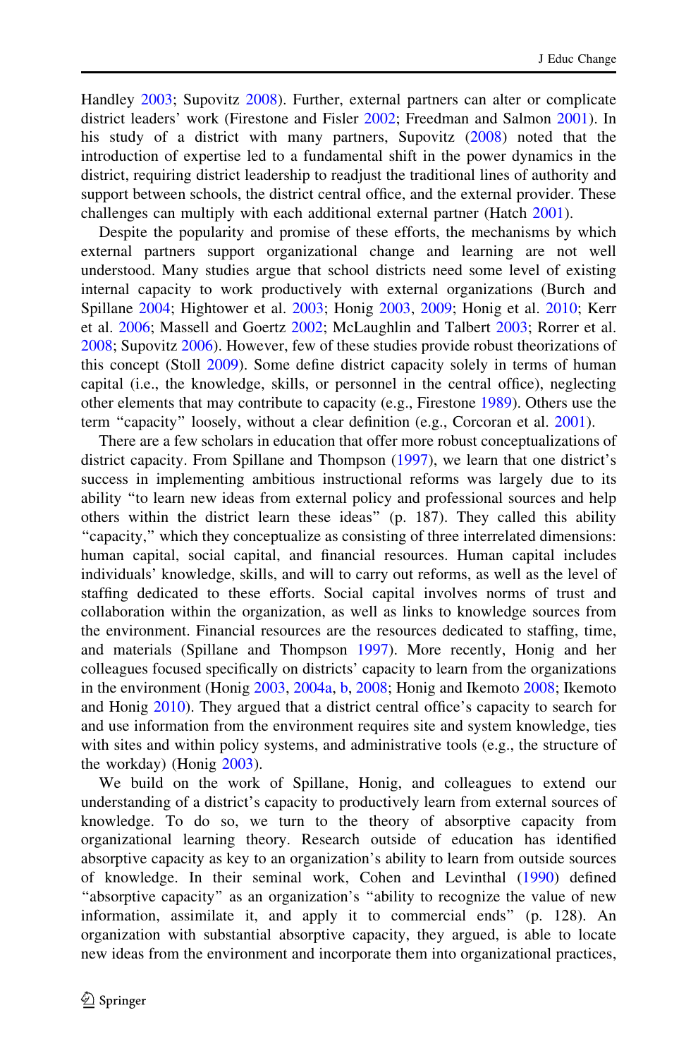Handley 2003; Supovitz 2008). Further, external partners can alter or complicate district leaders' work (Firestone and Fisler 2002; Freedman and Salmon 2001). In his study of a district with many partners, Supovitz (2008) noted that the introduction of expertise led to a fundamental shift in the power dynamics in the district, requiring district leadership to readjust the traditional lines of authority and support between schools, the district central office, and the external provider. These challenges can multiply with each additional external partner (Hatch 2001).

Despite the popularity and promise of these efforts, the mechanisms by which external partners support organizational change and learning are not well understood. Many studies argue that school districts need some level of existing internal capacity to work productively with external organizations (Burch and Spillane 2004; Hightower et al. 2003; Honig 2003, 2009; Honig et al. 2010; Kerr et al. 2006; Massell and Goertz 2002; McLaughlin and Talbert 2003; Rorrer et al. 2008; Supovitz 2006). However, few of these studies provide robust theorizations of this concept (Stoll 2009). Some define district capacity solely in terms of human capital (i.e., the knowledge, skills, or personnel in the central office), neglecting other elements that may contribute to capacity (e.g., Firestone 1989). Others use the term "capacity" loosely, without a clear definition (e.g., Corcoran et al. 2001).

There are a few scholars in education that offer more robust conceptualizations of district capacity. From Spillane and Thompson (1997), we learn that one district's success in implementing ambitious instructional reforms was largely due to its ability "to learn new ideas from external policy and professional sources and help others within the district learn these ideas" (p. 187). They called this ability "capacity," which they conceptualize as consisting of three interrelated dimensions: human capital, social capital, and financial resources. Human capital includes individuals' knowledge, skills, and will to carry out reforms, as well as the level of staffing dedicated to these efforts. Social capital involves norms of trust and collaboration within the organization, as well as links to knowledge sources from the environment. Financial resources are the resources dedicated to staffing, time, and materials (Spillane and Thompson 1997). More recently, Honig and her colleagues focused specifically on districts' capacity to learn from the organizations in the environment (Honig 2003, 2004a, b, 2008; Honig and Ikemoto 2008; Ikemoto and Honig 2010). They argued that a district central office's capacity to search for and use information from the environment requires site and system knowledge, ties with sites and within policy systems, and administrative tools (e.g., the structure of the workday) (Honig 2003).

We build on the work of Spillane, Honig, and colleagues to extend our understanding of a district's capacity to productively learn from external sources of knowledge. To do so, we turn to the theory of absorptive capacity from organizational learning theory. Research outside of education has identified absorptive capacity as key to an organization's ability to learn from outside sources of knowledge. In their seminal work, Cohen and Levinthal (1990) defined "absorptive capacity" as an organization's "ability to recognize the value of new information, assimilate it, and apply it to commercial ends" (p. 128). An organization with substantial absorptive capacity, they argued, is able to locate new ideas from the environment and incorporate them into organizational practices,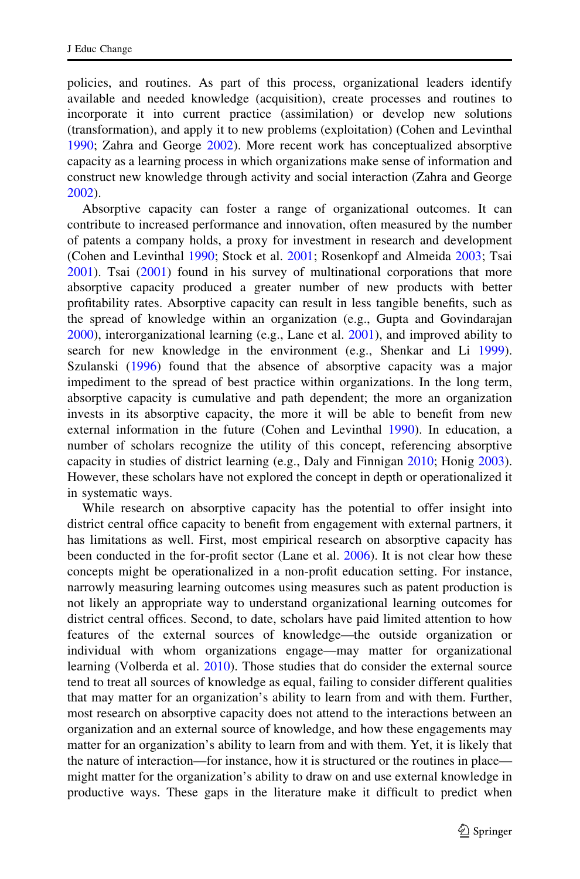policies, and routines. As part of this process, organizational leaders identify available and needed knowledge (acquisition), create processes and routines to incorporate it into current practice (assimilation) or develop new solutions (transformation), and apply it to new problems (exploitation) (Cohen and Levinthal 1990; Zahra and George 2002). More recent work has conceptualized absorptive capacity as a learning process in which organizations make sense of information and construct new knowledge through activity and social interaction (Zahra and George 2002).

Absorptive capacity can foster a range of organizational outcomes. It can contribute to increased performance and innovation, often measured by the number of patents a company holds, a proxy for investment in research and development (Cohen and Levinthal 1990; Stock et al. 2001; Rosenkopf and Almeida 2003; Tsai 2001). Tsai (2001) found in his survey of multinational corporations that more absorptive capacity produced a greater number of new products with better profitability rates. Absorptive capacity can result in less tangible benefits, such as the spread of knowledge within an organization (e.g., Gupta and Govindarajan 2000), interorganizational learning (e.g., Lane et al. 2001), and improved ability to search for new knowledge in the environment (e.g., Shenkar and Li 1999). Szulanski (1996) found that the absence of absorptive capacity was a major impediment to the spread of best practice within organizations. In the long term, absorptive capacity is cumulative and path dependent; the more an organization invests in its absorptive capacity, the more it will be able to benefit from new external information in the future (Cohen and Levinthal 1990). In education, a number of scholars recognize the utility of this concept, referencing absorptive capacity in studies of district learning (e.g., Daly and Finnigan 2010; Honig 2003). However, these scholars have not explored the concept in depth or operationalized it in systematic ways.

While research on absorptive capacity has the potential to offer insight into district central office capacity to benefit from engagement with external partners, it has limitations as well. First, most empirical research on absorptive capacity has been conducted in the for-profit sector (Lane et al. 2006). It is not clear how these concepts might be operationalized in a non-profit education setting. For instance, narrowly measuring learning outcomes using measures such as patent production is not likely an appropriate way to understand organizational learning outcomes for district central offices. Second, to date, scholars have paid limited attention to how features of the external sources of knowledge—the outside organization or individual with whom organizations engage—may matter for organizational learning (Volberda et al. 2010). Those studies that do consider the external source tend to treat all sources of knowledge as equal, failing to consider different qualities that may matter for an organization's ability to learn from and with them. Further, most research on absorptive capacity does not attend to the interactions between an organization and an external source of knowledge, and how these engagements may matter for an organization's ability to learn from and with them. Yet, it is likely that the nature of interaction—for instance, how it is structured or the routines in place—might matter for the organization's ability to draw on and use external knowledge in productive ways. These gaps in the literature make it difficult to predict when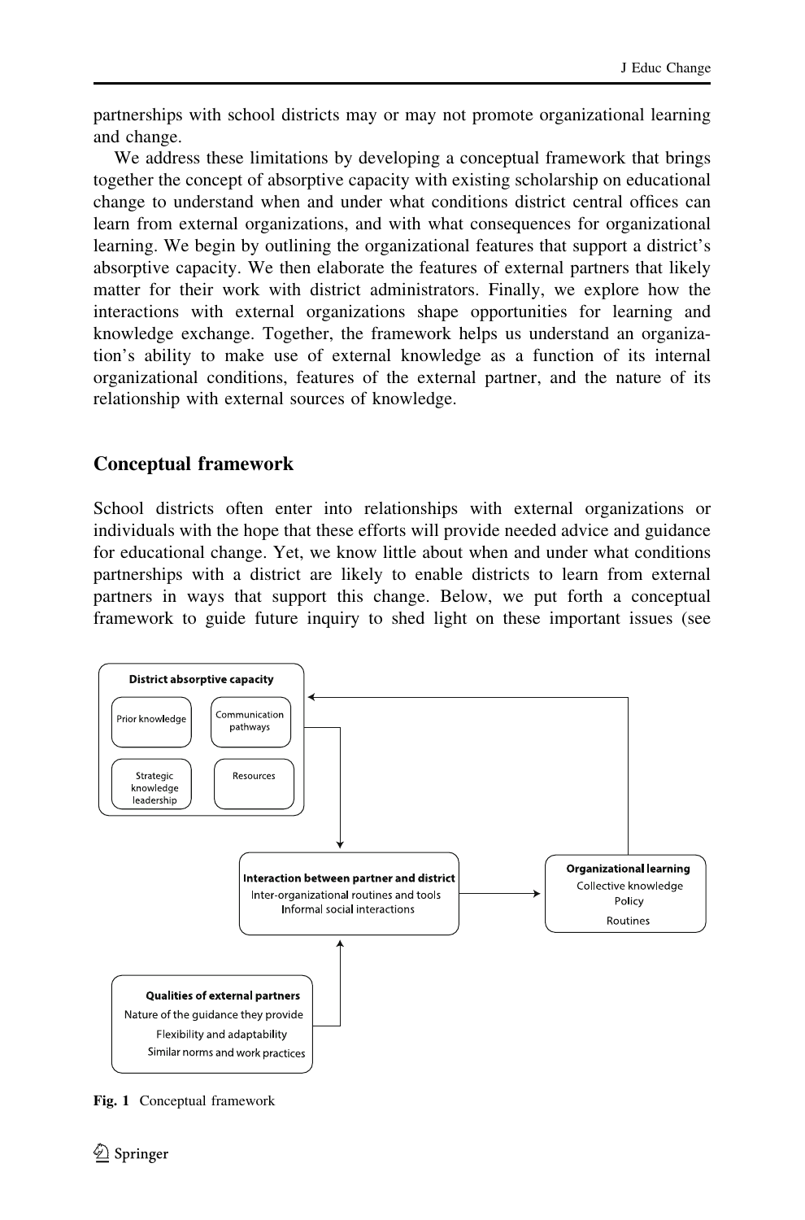partnerships with school districts may or may not promote organizational learning and change.

We address these limitations by developing a conceptual framework that brings together the concept of absorptive capacity with existing scholarship on educational change to understand when and under what conditions district central offices can learn from external organizations, and with what consequences for organizational learning. We begin by outlining the organizational features that support a district's absorptive capacity. We then elaborate the features of external partners that likely matter for their work with district administrators. Finally, we explore how the interactions with external organizations shape opportunities for learning and knowledge exchange. Together, the framework helps us understand an organization's ability to make use of external knowledge as a function of its internal organizational conditions, features of the external partner, and the nature of its relationship with external sources of knowledge.

## Conceptual framework

School districts often enter into relationships with external organizations or individuals with the hope that these efforts will provide needed advice and guidance for educational change. Yet, we know little about when and under what conditions partnerships with a district are likely to enable districts to learn from external partners in ways that support this change. Below, we put forth a conceptual framework to guide future inquiry to shed light on these important issues (see

**District absorptive capacity**
- Prior knowledge
- Communication pathways
- Strategic knowledge leadership
- Resources

**Interaction between partner and district**
- Inter-organizational routines and tools
- Informal social interactions

**Organizational learning**
- Collective knowledge
- Policy
- Routines

**Qualities of external partners**
- Nature of the guidance they provide
- Flexibility and adaptability
- Similar norms and work practices

**Fig. 1** Conceptual framework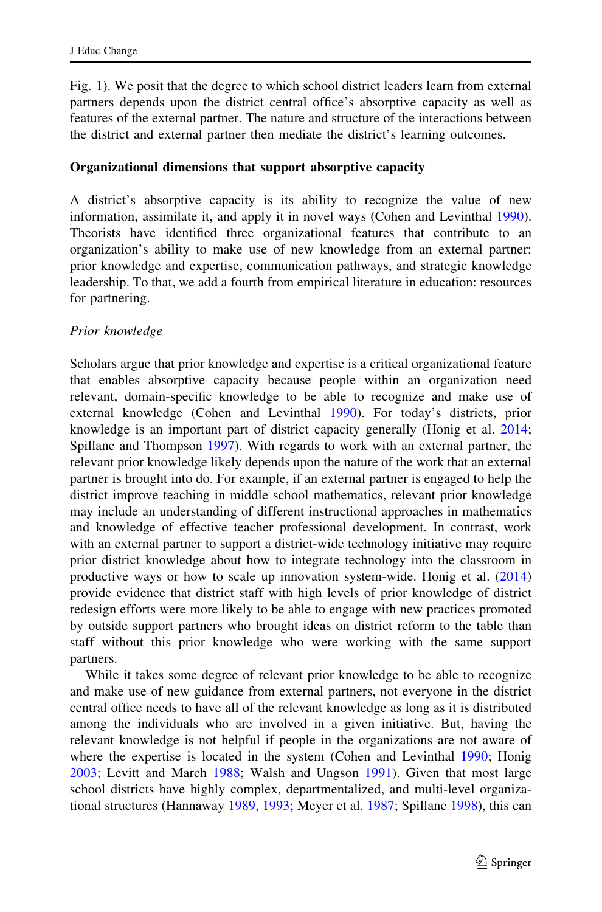Fig. 1). We posit that the degree to which school district leaders learn from external partners depends upon the district central office's absorptive capacity as well as features of the external partner. The nature and structure of the interactions between the district and external partner then mediate the district's learning outcomes.

**Organizational dimensions that support absorptive capacity**

A district's absorptive capacity is its ability to recognize the value of new information, assimilate it, and apply it in novel ways (Cohen and Levinthal 1990). Theorists have identified three organizational features that contribute to an organization's ability to make use of new knowledge from an external partner: prior knowledge and expertise, communication pathways, and strategic knowledge leadership. To that, we add a fourth from empirical literature in education: resources for partnering.

*Prior knowledge*

Scholars argue that prior knowledge and expertise is a critical organizational feature that enables absorptive capacity because people within an organization need relevant, domain-specific knowledge to be able to recognize and make use of external knowledge (Cohen and Levinthal 1990). For today's districts, prior knowledge is an important part of district capacity generally (Honig et al. 2014; Spillane and Thompson 1997). With regards to work with an external partner, the relevant prior knowledge likely depends upon the nature of the work that an external partner is brought into do. For example, if an external partner is engaged to help the district improve teaching in middle school mathematics, relevant prior knowledge may include an understanding of different instructional approaches in mathematics and knowledge of effective teacher professional development. In contrast, work with an external partner to support a district-wide technology initiative may require prior district knowledge about how to integrate technology into the classroom in productive ways or how to scale up innovation system-wide. Honig et al. (2014) provide evidence that district staff with high levels of prior knowledge of district redesign efforts were more likely to be able to engage with new practices promoted by outside support partners who brought ideas on district reform to the table than staff without this prior knowledge who were working with the same support partners.

While it takes some degree of relevant prior knowledge to be able to recognize and make use of new guidance from external partners, not everyone in the district central office needs to have all of the relevant knowledge as long as it is distributed among the individuals who are involved in a given initiative. But, having the relevant knowledge is not helpful if people in the organizations are not aware of where the expertise is located in the system (Cohen and Levinthal 1990; Honig 2003; Levitt and March 1988; Walsh and Ungson 1991). Given that most large school districts have highly complex, departmentalized, and multi-level organizational structures (Hannaway 1989, 1993; Meyer et al. 1987; Spillane 1998), this can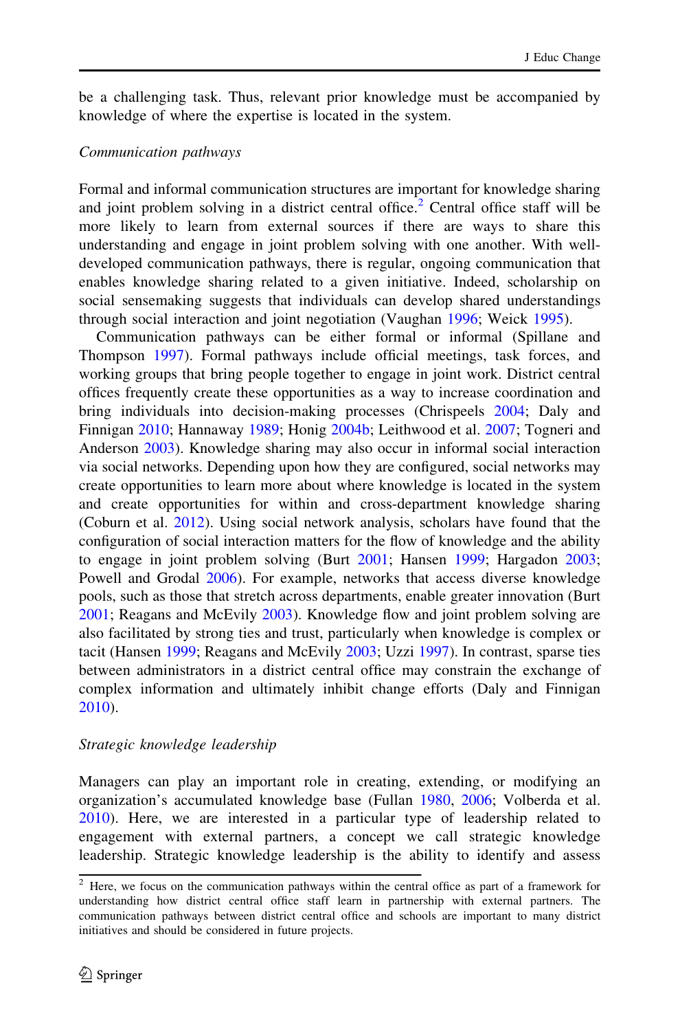be a challenging task. Thus, relevant prior knowledge must be accompanied by knowledge of where the expertise is located in the system.

*Communication pathways*

Formal and informal communication structures are important for knowledge sharing and joint problem solving in a district central office.[2] Central office staff will be more likely to learn from external sources if there are ways to share this understanding and engage in joint problem solving with one another. With well-developed communication pathways, there is regular, ongoing communication that enables knowledge sharing related to a given initiative. Indeed, scholarship on social sensemaking suggests that individuals can develop shared understandings through social interaction and joint negotiation (Vaughan 1996; Weick 1995).

Communication pathways can be either formal or informal (Spillane and Thompson 1997). Formal pathways include official meetings, task forces, and working groups that bring people together to engage in joint work. District central offices frequently create these opportunities as a way to increase coordination and bring individuals into decision-making processes (Chrispeels 2004; Daly and Finnigan 2010; Hannaway 1989; Honig 2004b; Leithwood et al. 2007; Togneri and Anderson 2003). Knowledge sharing may also occur in informal social interaction via social networks. Depending upon how they are configured, social networks may create opportunities to learn more about where knowledge is located in the system and create opportunities for within and cross-department knowledge sharing (Coburn et al. 2012). Using social network analysis, scholars have found that the configuration of social interaction matters for the flow of knowledge and the ability to engage in joint problem solving (Burt 2001; Hansen 1999; Hargadon 2003; Powell and Grodal 2006). For example, networks that access diverse knowledge pools, such as those that stretch across departments, enable greater innovation (Burt 2001; Reagans and McEvily 2003). Knowledge flow and joint problem solving are also facilitated by strong ties and trust, particularly when knowledge is complex or tacit (Hansen 1999; Reagans and McEvily 2003; Uzzi 1997). In contrast, sparse ties between administrators in a district central office may constrain the exchange of complex information and ultimately inhibit change efforts (Daly and Finnigan 2010).

*Strategic knowledge leadership*

Managers can play an important role in creating, extending, or modifying an organization's accumulated knowledge base (Fullan 1980, 2006; Volberda et al. 2010). Here, we are interested in a particular type of leadership related to engagement with external partners, a concept we call strategic knowledge leadership. Strategic knowledge leadership is the ability to identify and assess

[2] Here, we focus on the communication pathways within the central office as part of a framework for understanding how district central office staff learn in partnership with external partners. The communication pathways between district central office and schools are important to many district initiatives and should be considered in future projects.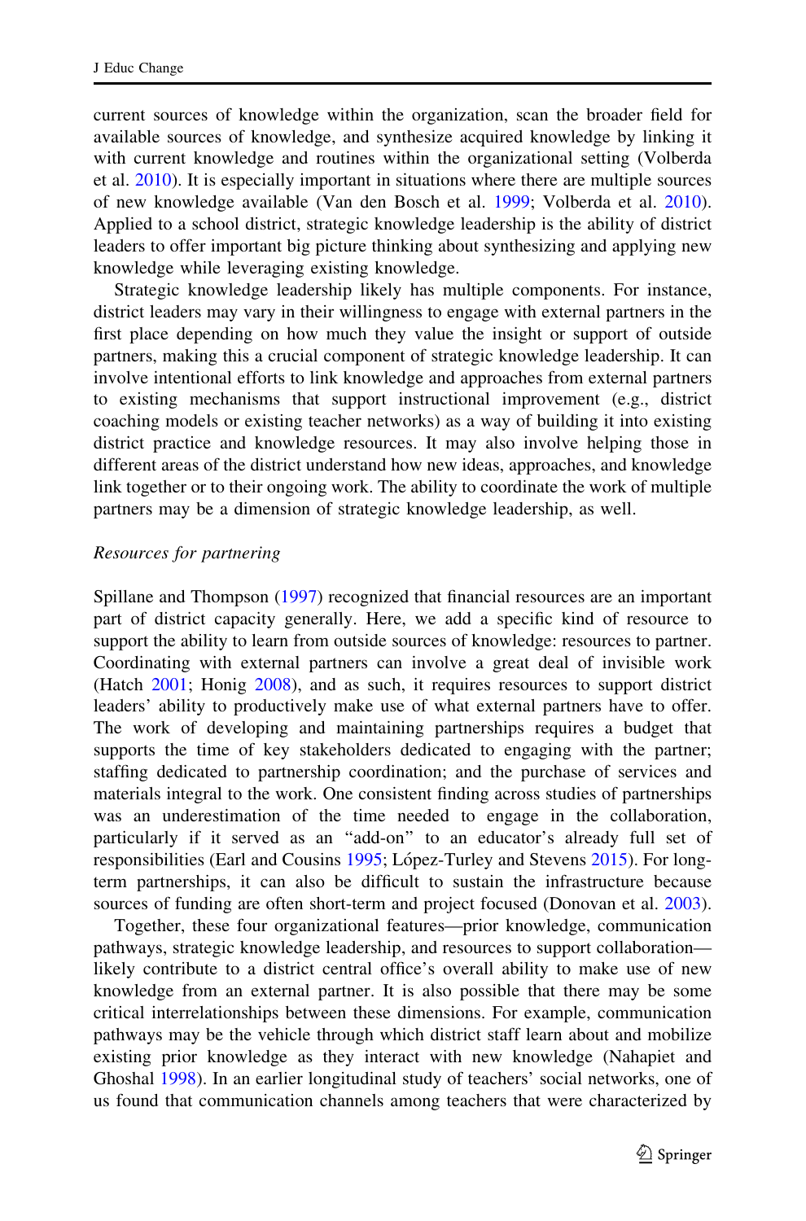current sources of knowledge within the organization, scan the broader field for available sources of knowledge, and synthesize acquired knowledge by linking it with current knowledge and routines within the organizational setting (Volberda et al. 2010). It is especially important in situations where there are multiple sources of new knowledge available (Van den Bosch et al. 1999; Volberda et al. 2010). Applied to a school district, strategic knowledge leadership is the ability of district leaders to offer important big picture thinking about synthesizing and applying new knowledge while leveraging existing knowledge.

Strategic knowledge leadership likely has multiple components. For instance, district leaders may vary in their willingness to engage with external partners in the first place depending on how much they value the insight or support of outside partners, making this a crucial component of strategic knowledge leadership. It can involve intentional efforts to link knowledge and approaches from external partners to existing mechanisms that support instructional improvement (e.g., district coaching models or existing teacher networks) as a way of building it into existing district practice and knowledge resources. It may also involve helping those in different areas of the district understand how new ideas, approaches, and knowledge link together or to their ongoing work. The ability to coordinate the work of multiple partners may be a dimension of strategic knowledge leadership, as well.

*Resources for partnering*

Spillane and Thompson (1997) recognized that financial resources are an important part of district capacity generally. Here, we add a specific kind of resource to support the ability to learn from outside sources of knowledge: resources to partner. Coordinating with external partners can involve a great deal of invisible work (Hatch 2001; Honig 2008), and as such, it requires resources to support district leaders' ability to productively make use of what external partners have to offer. The work of developing and maintaining partnerships requires a budget that supports the time of key stakeholders dedicated to engaging with the partner; staffing dedicated to partnership coordination; and the purchase of services and materials integral to the work. One consistent finding across studies of partnerships was an underestimation of the time needed to engage in the collaboration, particularly if it served as an "add-on" to an educator's already full set of responsibilities (Earl and Cousins 1995; López-Turley and Stevens 2015). For long-term partnerships, it can also be difficult to sustain the infrastructure because sources of funding are often short-term and project focused (Donovan et al. 2003).

Together, these four organizational features—prior knowledge, communication pathways, strategic knowledge leadership, and resources to support collaboration—likely contribute to a district central office's overall ability to make use of new knowledge from an external partner. It is also possible that there may be some critical interrelationships between these dimensions. For example, communication pathways may be the vehicle through which district staff learn about and mobilize existing prior knowledge as they interact with new knowledge (Nahapiet and Ghoshal 1998). In an earlier longitudinal study of teachers' social networks, one of us found that communication channels among teachers that were characterized by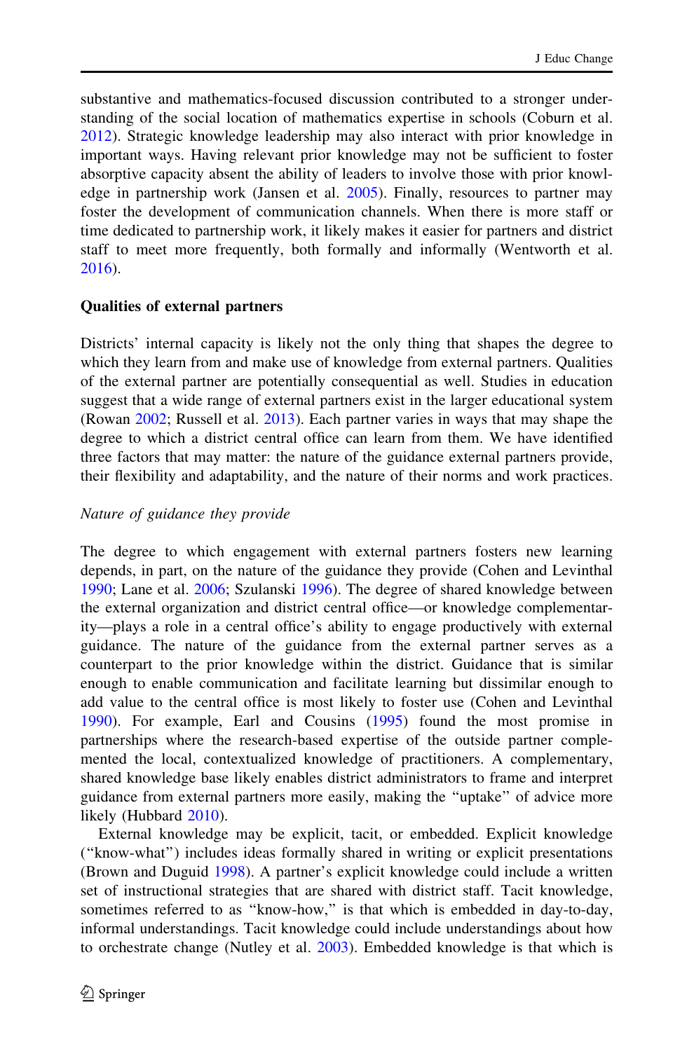substantive and mathematics-focused discussion contributed to a stronger understanding of the social location of mathematics expertise in schools (Coburn et al. 2012). Strategic knowledge leadership may also interact with prior knowledge in important ways. Having relevant prior knowledge may not be sufficient to foster absorptive capacity absent the ability of leaders to involve those with prior knowledge in partnership work (Jansen et al. 2005). Finally, resources to partner may foster the development of communication channels. When there is more staff or time dedicated to partnership work, it likely makes it easier for partners and district staff to meet more frequently, both formally and informally (Wentworth et al. 2016).

### Qualities of external partners

Districts' internal capacity is likely not the only thing that shapes the degree to which they learn from and make use of knowledge from external partners. Qualities of the external partner are potentially consequential as well. Studies in education suggest that a wide range of external partners exist in the larger educational system (Rowan 2002; Russell et al. 2013). Each partner varies in ways that may shape the degree to which a district central office can learn from them. We have identified three factors that may matter: the nature of the guidance external partners provide, their flexibility and adaptability, and the nature of their norms and work practices.

#### *Nature of guidance they provide*

The degree to which engagement with external partners fosters new learning depends, in part, on the nature of the guidance they provide (Cohen and Levinthal 1990; Lane et al. 2006; Szulanski 1996). The degree of shared knowledge between the external organization and district central office—or knowledge complementarity—plays a role in a central office's ability to engage productively with external guidance. The nature of the guidance from the external partner serves as a counterpart to the prior knowledge within the district. Guidance that is similar enough to enable communication and facilitate learning but dissimilar enough to add value to the central office is most likely to foster use (Cohen and Levinthal 1990). For example, Earl and Cousins (1995) found the most promise in partnerships where the research-based expertise of the outside partner complemented the local, contextualized knowledge of practitioners. A complementary, shared knowledge base likely enables district administrators to frame and interpret guidance from external partners more easily, making the "uptake" of advice more likely (Hubbard 2010).

External knowledge may be explicit, tacit, or embedded. Explicit knowledge ("know-what") includes ideas formally shared in writing or explicit presentations (Brown and Duguid 1998). A partner's explicit knowledge could include a written set of instructional strategies that are shared with district staff. Tacit knowledge, sometimes referred to as "know-how," is that which is embedded in day-to-day, informal understandings. Tacit knowledge could include understandings about how to orchestrate change (Nutley et al. 2003). Embedded knowledge is that which is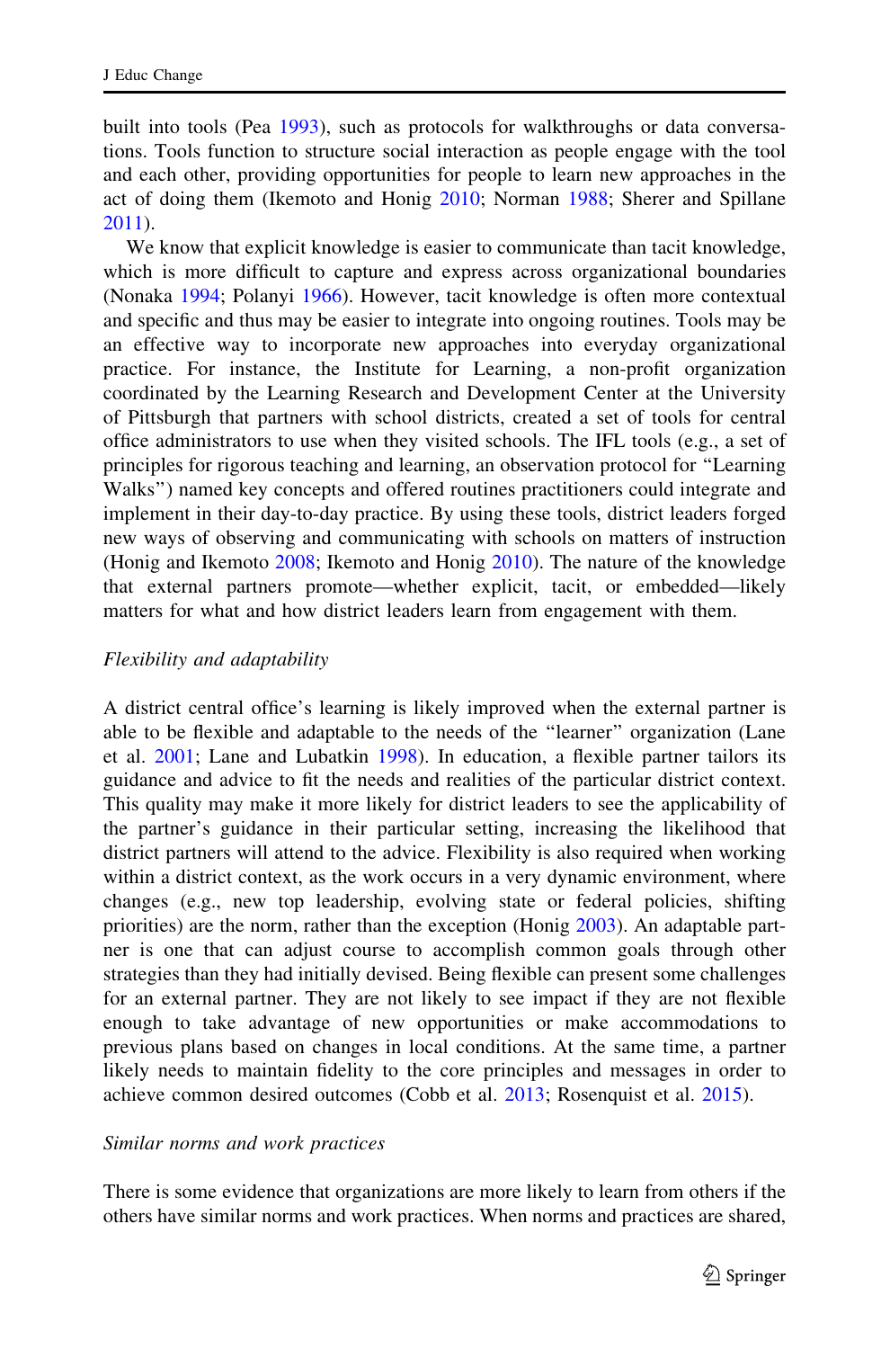built into tools (Pea 1993), such as protocols for walkthroughs or data conversations. Tools function to structure social interaction as people engage with the tool and each other, providing opportunities for people to learn new approaches in the act of doing them (Ikemoto and Honig 2010; Norman 1988; Sherer and Spillane 2011).

We know that explicit knowledge is easier to communicate than tacit knowledge, which is more difficult to capture and express across organizational boundaries (Nonaka 1994; Polanyi 1966). However, tacit knowledge is often more contextual and specific and thus may be easier to integrate into ongoing routines. Tools may be an effective way to incorporate new approaches into everyday organizational practice. For instance, the Institute for Learning, a non-profit organization coordinated by the Learning Research and Development Center at the University of Pittsburgh that partners with school districts, created a set of tools for central office administrators to use when they visited schools. The IFL tools (e.g., a set of principles for rigorous teaching and learning, an observation protocol for "Learning Walks") named key concepts and offered routines practitioners could integrate and implement in their day-to-day practice. By using these tools, district leaders forged new ways of observing and communicating with schools on matters of instruction (Honig and Ikemoto 2008; Ikemoto and Honig 2010). The nature of the knowledge that external partners promote—whether explicit, tacit, or embedded—likely matters for what and how district leaders learn from engagement with them.

### *Flexibility and adaptability*

A district central office's learning is likely improved when the external partner is able to be flexible and adaptable to the needs of the "learner" organization (Lane et al. 2001; Lane and Lubatkin 1998). In education, a flexible partner tailors its guidance and advice to fit the needs and realities of the particular district context. This quality may make it more likely for district leaders to see the applicability of the partner's guidance in their particular setting, increasing the likelihood that district partners will attend to the advice. Flexibility is also required when working within a district context, as the work occurs in a very dynamic environment, where changes (e.g., new top leadership, evolving state or federal policies, shifting priorities) are the norm, rather than the exception (Honig 2003). An adaptable partner is one that can adjust course to accomplish common goals through other strategies than they had initially devised. Being flexible can present some challenges for an external partner. They are not likely to see impact if they are not flexible enough to take advantage of new opportunities or make accommodations to previous plans based on changes in local conditions. At the same time, a partner likely needs to maintain fidelity to the core principles and messages in order to achieve common desired outcomes (Cobb et al. 2013; Rosenquist et al. 2015).

### *Similar norms and work practices*

There is some evidence that organizations are more likely to learn from others if the others have similar norms and work practices. When norms and practices are shared,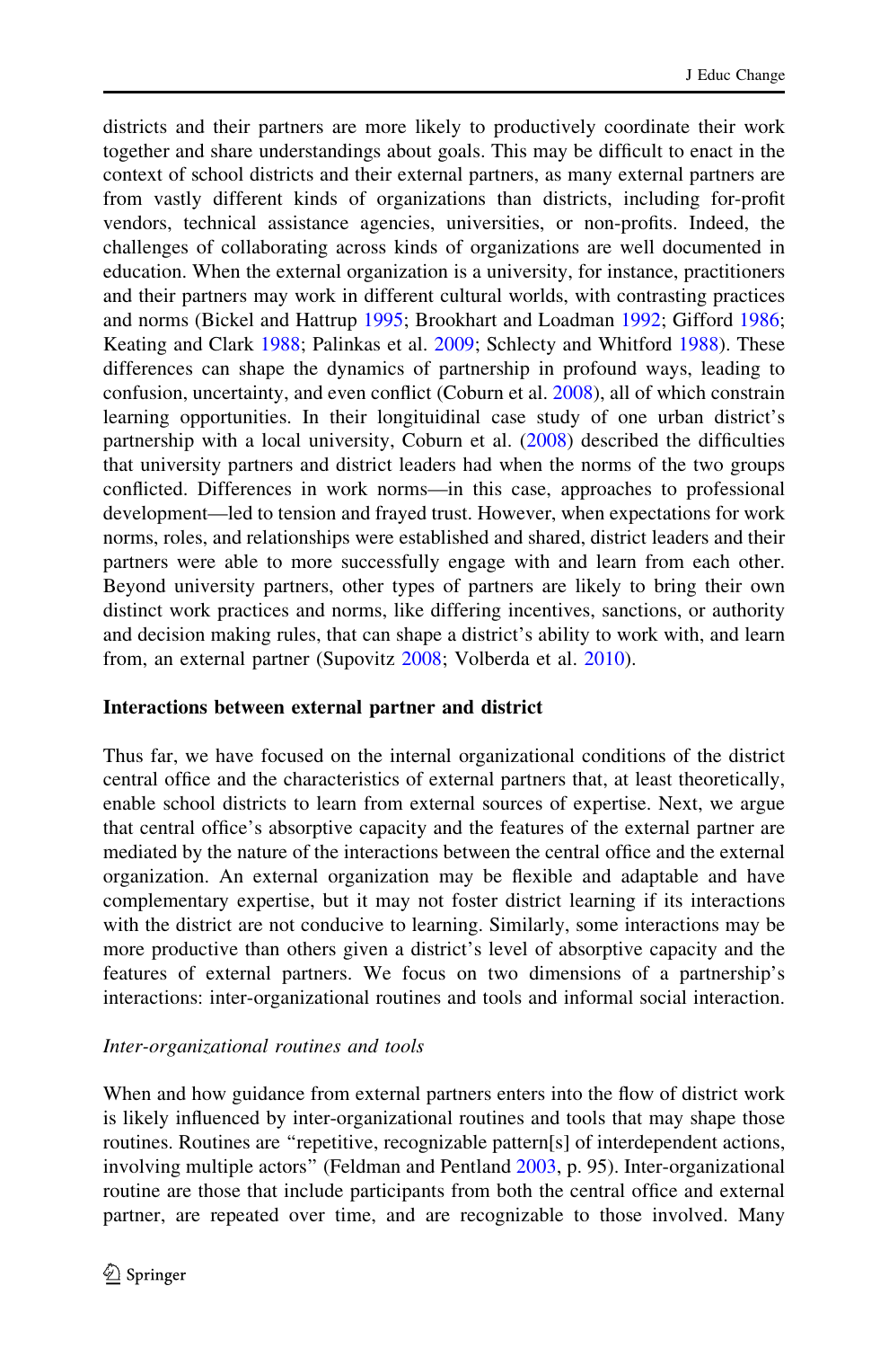districts and their partners are more likely to productively coordinate their work together and share understandings about goals. This may be difficult to enact in the context of school districts and their external partners, as many external partners are from vastly different kinds of organizations than districts, including for-profit vendors, technical assistance agencies, universities, or non-profits. Indeed, the challenges of collaborating across kinds of organizations are well documented in education. When the external organization is a university, for instance, practitioners and their partners may work in different cultural worlds, with contrasting practices and norms (Bickel and Hattrup 1995; Brookhart and Loadman 1992; Gifford 1986; Keating and Clark 1988; Palinkas et al. 2009; Schlecty and Whitford 1988). These differences can shape the dynamics of partnership in profound ways, leading to confusion, uncertainty, and even conflict (Coburn et al. 2008), all of which constrain learning opportunities. In their longituidinal case study of one urban district's partnership with a local university, Coburn et al. (2008) described the difficulties that university partners and district leaders had when the norms of the two groups conflicted. Differences in work norms—in this case, approaches to professional development—led to tension and frayed trust. However, when expectations for work norms, roles, and relationships were established and shared, district leaders and their partners were able to more successfully engage with and learn from each other. Beyond university partners, other types of partners are likely to bring their own distinct work practices and norms, like differing incentives, sanctions, or authority and decision making rules, that can shape a district's ability to work with, and learn from, an external partner (Supovitz 2008; Volberda et al. 2010).

### Interactions between external partner and district

Thus far, we have focused on the internal organizational conditions of the district central office and the characteristics of external partners that, at least theoretically, enable school districts to learn from external sources of expertise. Next, we argue that central office's absorptive capacity and the features of the external partner are mediated by the nature of the interactions between the central office and the external organization. An external organization may be flexible and adaptable and have complementary expertise, but it may not foster district learning if its interactions with the district are not conducive to learning. Similarly, some interactions may be more productive than others given a district's level of absorptive capacity and the features of external partners. We focus on two dimensions of a partnership's interactions: inter-organizational routines and tools and informal social interaction.

#### *Inter-organizational routines and tools*

When and how guidance from external partners enters into the flow of district work is likely influenced by inter-organizational routines and tools that may shape those routines. Routines are "repetitive, recognizable pattern[s] of interdependent actions, involving multiple actors" (Feldman and Pentland 2003, p. 95). Inter-organizational routine are those that include participants from both the central office and external partner, are repeated over time, and are recognizable to those involved. Many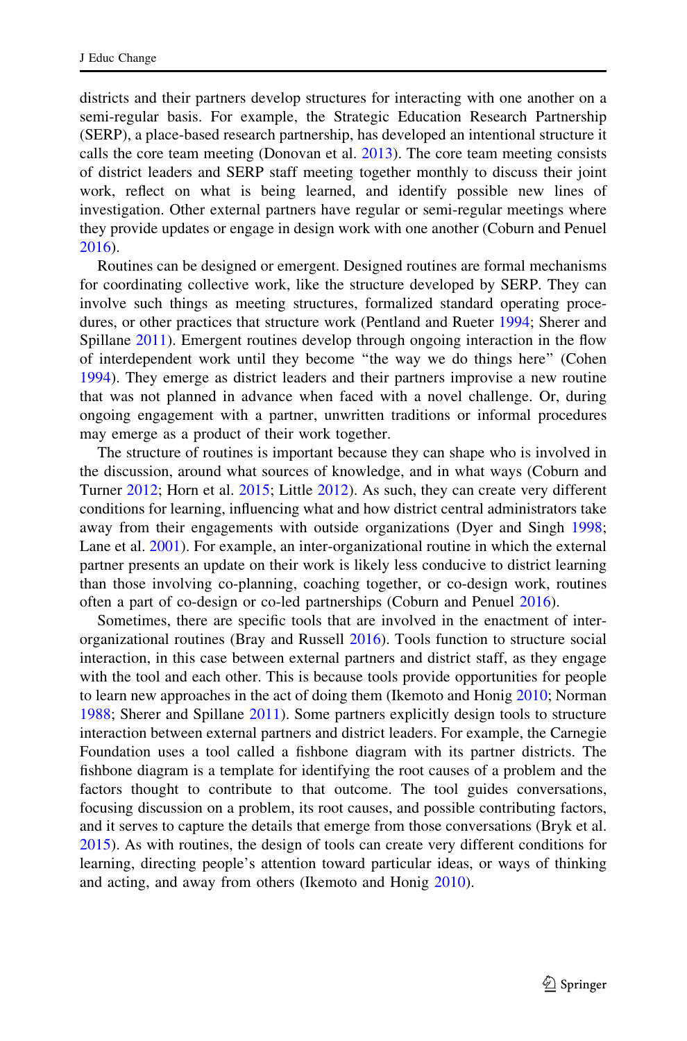districts and their partners develop structures for interacting with one another on a semi-regular basis. For example, the Strategic Education Research Partnership (SERP), a place-based research partnership, has developed an intentional structure it calls the core team meeting (Donovan et al. 2013). The core team meeting consists of district leaders and SERP staff meeting together monthly to discuss their joint work, reflect on what is being learned, and identify possible new lines of investigation. Other external partners have regular or semi-regular meetings where they provide updates or engage in design work with one another (Coburn and Penuel 2016).

Routines can be designed or emergent. Designed routines are formal mechanisms for coordinating collective work, like the structure developed by SERP. They can involve such things as meeting structures, formalized standard operating procedures, or other practices that structure work (Pentland and Rueter 1994; Sherer and Spillane 2011). Emergent routines develop through ongoing interaction in the flow of interdependent work until they become "the way we do things here" (Cohen 1994). They emerge as district leaders and their partners improvise a new routine that was not planned in advance when faced with a novel challenge. Or, during ongoing engagement with a partner, unwritten traditions or informal procedures may emerge as a product of their work together.

The structure of routines is important because they can shape who is involved in the discussion, around what sources of knowledge, and in what ways (Coburn and Turner 2012; Horn et al. 2015; Little 2012). As such, they can create very different conditions for learning, influencing what and how district central administrators take away from their engagements with outside organizations (Dyer and Singh 1998; Lane et al. 2001). For example, an inter-organizational routine in which the external partner presents an update on their work is likely less conducive to district learning than those involving co-planning, coaching together, or co-design work, routines often a part of co-design or co-led partnerships (Coburn and Penuel 2016).

Sometimes, there are specific tools that are involved in the enactment of inter-organizational routines (Bray and Russell 2016). Tools function to structure social interaction, in this case between external partners and district staff, as they engage with the tool and each other. This is because tools provide opportunities for people to learn new approaches in the act of doing them (Ikemoto and Honig 2010; Norman 1988; Sherer and Spillane 2011). Some partners explicitly design tools to structure interaction between external partners and district leaders. For example, the Carnegie Foundation uses a tool called a fishbone diagram with its partner districts. The fishbone diagram is a template for identifying the root causes of a problem and the factors thought to contribute to that outcome. The tool guides conversations, focusing discussion on a problem, its root causes, and possible contributing factors, and it serves to capture the details that emerge from those conversations (Bryk et al. 2015). As with routines, the design of tools can create very different conditions for learning, directing people's attention toward particular ideas, or ways of thinking and acting, and away from others (Ikemoto and Honig 2010).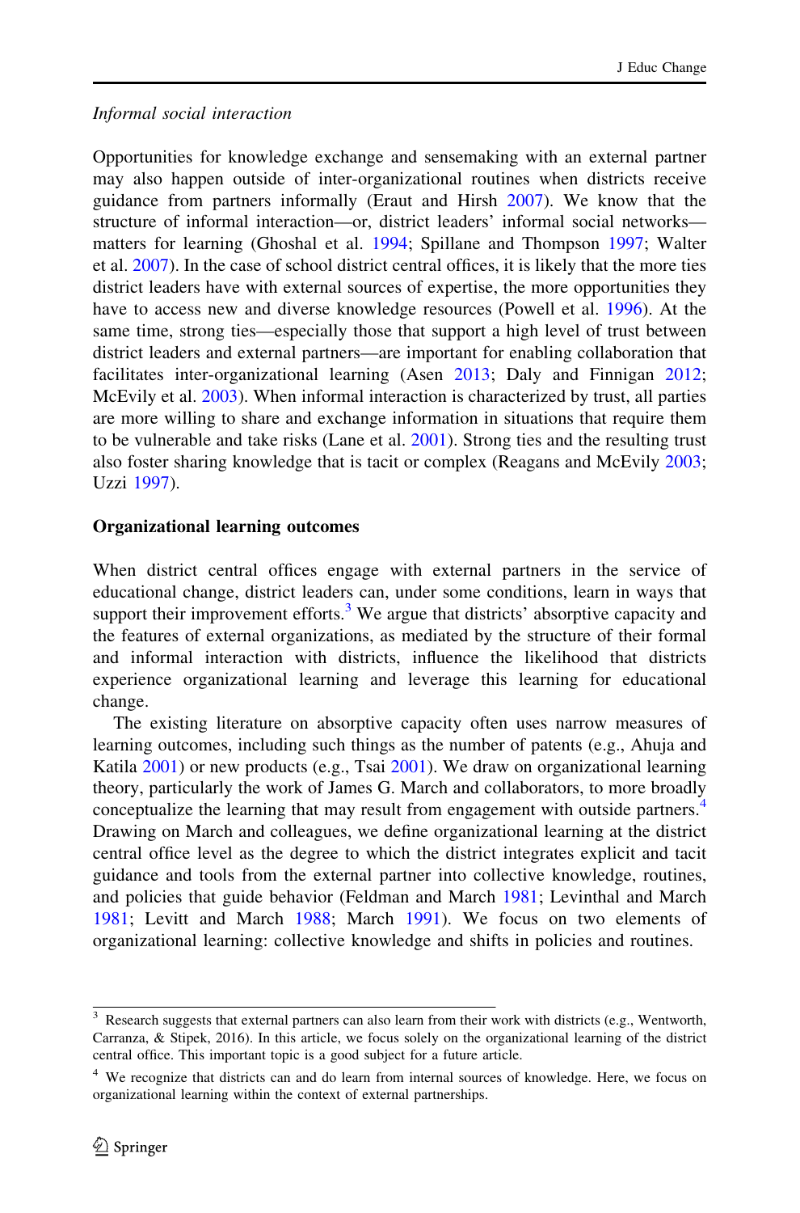*Informal social interaction*

Opportunities for knowledge exchange and sensemaking with an external partner may also happen outside of inter-organizational routines when districts receive guidance from partners informally (Eraut and Hirsh 2007). We know that the structure of informal interaction—or, district leaders' informal social networks—matters for learning (Ghoshal et al. 1994; Spillane and Thompson 1997; Walter et al. 2007). In the case of school district central offices, it is likely that the more ties district leaders have with external sources of expertise, the more opportunities they have to access new and diverse knowledge resources (Powell et al. 1996). At the same time, strong ties—especially those that support a high level of trust between district leaders and external partners—are important for enabling collaboration that facilitates inter-organizational learning (Asen 2013; Daly and Finnigan 2012; McEvily et al. 2003). When informal interaction is characterized by trust, all parties are more willing to share and exchange information in situations that require them to be vulnerable and take risks (Lane et al. 2001). Strong ties and the resulting trust also foster sharing knowledge that is tacit or complex (Reagans and McEvily 2003; Uzzi 1997).

### Organizational learning outcomes

When district central offices engage with external partners in the service of educational change, district leaders can, under some conditions, learn in ways that support their improvement efforts.[3] We argue that districts' absorptive capacity and the features of external organizations, as mediated by the structure of their formal and informal interaction with districts, influence the likelihood that districts experience organizational learning and leverage this learning for educational change.

The existing literature on absorptive capacity often uses narrow measures of learning outcomes, including such things as the number of patents (e.g., Ahuja and Katila 2001) or new products (e.g., Tsai 2001). We draw on organizational learning theory, particularly the work of James G. March and collaborators, to more broadly conceptualize the learning that may result from engagement with outside partners.[4] Drawing on March and colleagues, we define organizational learning at the district central office level as the degree to which the district integrates explicit and tacit guidance and tools from the external partner into collective knowledge, routines, and policies that guide behavior (Feldman and March 1981; Levinthal and March 1981; Levitt and March 1988; March 1991). We focus on two elements of organizational learning: collective knowledge and shifts in policies and routines.

[3] Research suggests that external partners can also learn from their work with districts (e.g., Wentworth, Carranza, & Stipek, 2016). In this article, we focus solely on the organizational learning of the district central office. This important topic is a good subject for a future article.

[4] We recognize that districts can and do learn from internal sources of knowledge. Here, we focus on organizational learning within the context of external partnerships.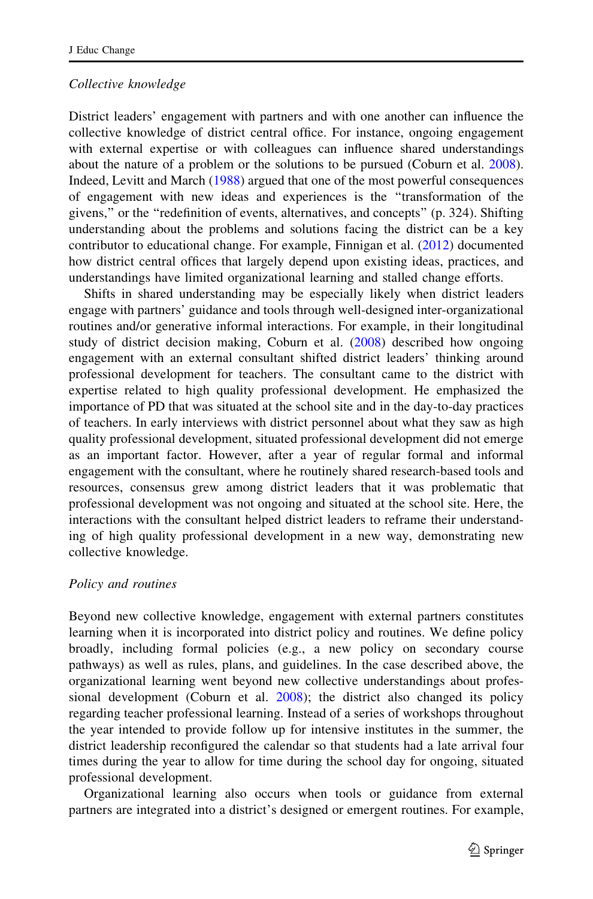*Collective knowledge*

District leaders' engagement with partners and with one another can influence the collective knowledge of district central office. For instance, ongoing engagement with external expertise or with colleagues can influence shared understandings about the nature of a problem or the solutions to be pursued (Coburn et al. 2008). Indeed, Levitt and March (1988) argued that one of the most powerful consequences of engagement with new ideas and experiences is the "transformation of the givens," or the "redefinition of events, alternatives, and concepts" (p. 324). Shifting understanding about the problems and solutions facing the district can be a key contributor to educational change. For example, Finnigan et al. (2012) documented how district central offices that largely depend upon existing ideas, practices, and understandings have limited organizational learning and stalled change efforts.

Shifts in shared understanding may be especially likely when district leaders engage with partners' guidance and tools through well-designed inter-organizational routines and/or generative informal interactions. For example, in their longitudinal study of district decision making, Coburn et al. (2008) described how ongoing engagement with an external consultant shifted district leaders' thinking around professional development for teachers. The consultant came to the district with expertise related to high quality professional development. He emphasized the importance of PD that was situated at the school site and in the day-to-day practices of teachers. In early interviews with district personnel about what they saw as high quality professional development, situated professional development did not emerge as an important factor. However, after a year of regular formal and informal engagement with the consultant, where he routinely shared research-based tools and resources, consensus grew among district leaders that it was problematic that professional development was not ongoing and situated at the school site. Here, the interactions with the consultant helped district leaders to reframe their understanding of high quality professional development in a new way, demonstrating new collective knowledge.

*Policy and routines*

Beyond new collective knowledge, engagement with external partners constitutes learning when it is incorporated into district policy and routines. We define policy broadly, including formal policies (e.g., a new policy on secondary course pathways) as well as rules, plans, and guidelines. In the case described above, the organizational learning went beyond new collective understandings about professional development (Coburn et al. 2008); the district also changed its policy regarding teacher professional learning. Instead of a series of workshops throughout the year intended to provide follow up for intensive institutes in the summer, the district leadership reconfigured the calendar so that students had a late arrival four times during the year to allow for time during the school day for ongoing, situated professional development.

Organizational learning also occurs when tools or guidance from external partners are integrated into a district's designed or emergent routines. For example,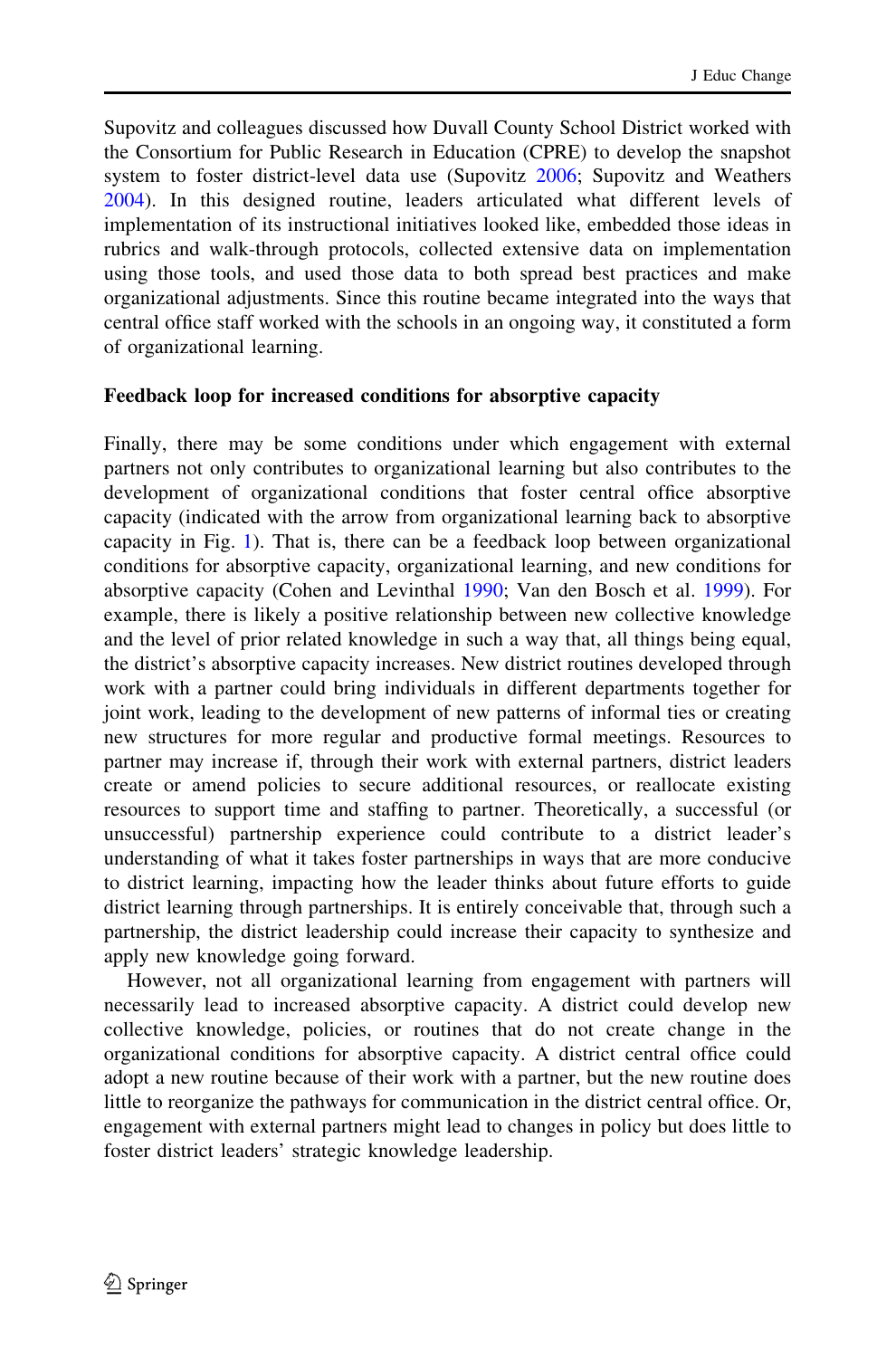Supovitz and colleagues discussed how Duvall County School District worked with the Consortium for Public Research in Education (CPRE) to develop the snapshot system to foster district-level data use (Supovitz 2006; Supovitz and Weathers 2004). In this designed routine, leaders articulated what different levels of implementation of its instructional initiatives looked like, embedded those ideas in rubrics and walk-through protocols, collected extensive data on implementation using those tools, and used those data to both spread best practices and make organizational adjustments. Since this routine became integrated into the ways that central office staff worked with the schools in an ongoing way, it constituted a form of organizational learning.

**Feedback loop for increased conditions for absorptive capacity**

Finally, there may be some conditions under which engagement with external partners not only contributes to organizational learning but also contributes to the development of organizational conditions that foster central office absorptive capacity (indicated with the arrow from organizational learning back to absorptive capacity in Fig. 1). That is, there can be a feedback loop between organizational conditions for absorptive capacity, organizational learning, and new conditions for absorptive capacity (Cohen and Levinthal 1990; Van den Bosch et al. 1999). For example, there is likely a positive relationship between new collective knowledge and the level of prior related knowledge in such a way that, all things being equal, the district's absorptive capacity increases. New district routines developed through work with a partner could bring individuals in different departments together for joint work, leading to the development of new patterns of informal ties or creating new structures for more regular and productive formal meetings. Resources to partner may increase if, through their work with external partners, district leaders create or amend policies to secure additional resources, or reallocate existing resources to support time and staffing to partner. Theoretically, a successful (or unsuccessful) partnership experience could contribute to a district leader's understanding of what it takes foster partnerships in ways that are more conducive to district learning, impacting how the leader thinks about future efforts to guide district learning through partnerships. It is entirely conceivable that, through such a partnership, the district leadership could increase their capacity to synthesize and apply new knowledge going forward.

However, not all organizational learning from engagement with partners will necessarily lead to increased absorptive capacity. A district could develop new collective knowledge, policies, or routines that do not create change in the organizational conditions for absorptive capacity. A district central office could adopt a new routine because of their work with a partner, but the new routine does little to reorganize the pathways for communication in the district central office. Or, engagement with external partners might lead to changes in policy but does little to foster district leaders' strategic knowledge leadership.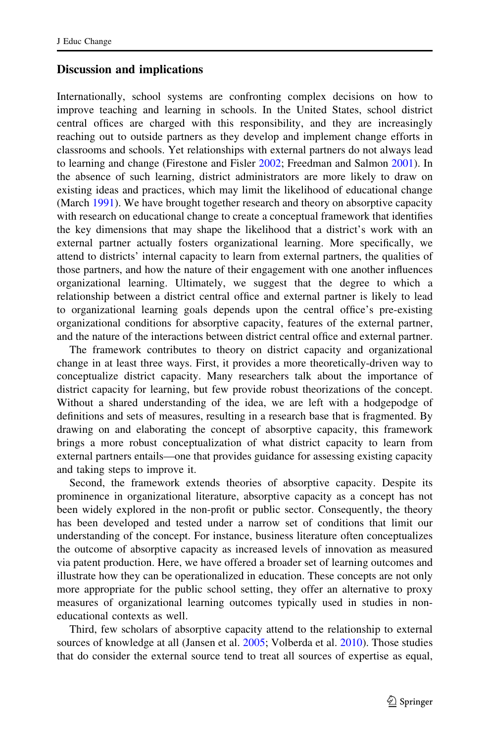## Discussion and implications

Internationally, school systems are confronting complex decisions on how to improve teaching and learning in schools. In the United States, school district central offices are charged with this responsibility, and they are increasingly reaching out to outside partners as they develop and implement change efforts in classrooms and schools. Yet relationships with external partners do not always lead to learning and change (Firestone and Fisler 2002; Freedman and Salmon 2001). In the absence of such learning, district administrators are more likely to draw on existing ideas and practices, which may limit the likelihood of educational change (March 1991). We have brought together research and theory on absorptive capacity with research on educational change to create a conceptual framework that identifies the key dimensions that may shape the likelihood that a district's work with an external partner actually fosters organizational learning. More specifically, we attend to districts' internal capacity to learn from external partners, the qualities of those partners, and how the nature of their engagement with one another influences organizational learning. Ultimately, we suggest that the degree to which a relationship between a district central office and external partner is likely to lead to organizational learning goals depends upon the central office's pre-existing organizational conditions for absorptive capacity, features of the external partner, and the nature of the interactions between district central office and external partner.

The framework contributes to theory on district capacity and organizational change in at least three ways. First, it provides a more theoretically-driven way to conceptualize district capacity. Many researchers talk about the importance of district capacity for learning, but few provide robust theorizations of the concept. Without a shared understanding of the idea, we are left with a hodgepodge of definitions and sets of measures, resulting in a research base that is fragmented. By drawing on and elaborating the concept of absorptive capacity, this framework brings a more robust conceptualization of what district capacity to learn from external partners entails—one that provides guidance for assessing existing capacity and taking steps to improve it.

Second, the framework extends theories of absorptive capacity. Despite its prominence in organizational literature, absorptive capacity as a concept has not been widely explored in the non-profit or public sector. Consequently, the theory has been developed and tested under a narrow set of conditions that limit our understanding of the concept. For instance, business literature often conceptualizes the outcome of absorptive capacity as increased levels of innovation as measured via patent production. Here, we have offered a broader set of learning outcomes and illustrate how they can be operationalized in education. These concepts are not only more appropriate for the public school setting, they offer an alternative to proxy measures of organizational learning outcomes typically used in studies in non-educational contexts as well.

Third, few scholars of absorptive capacity attend to the relationship to external sources of knowledge at all (Jansen et al. 2005; Volberda et al. 2010). Those studies that do consider the external source tend to treat all sources of expertise as equal,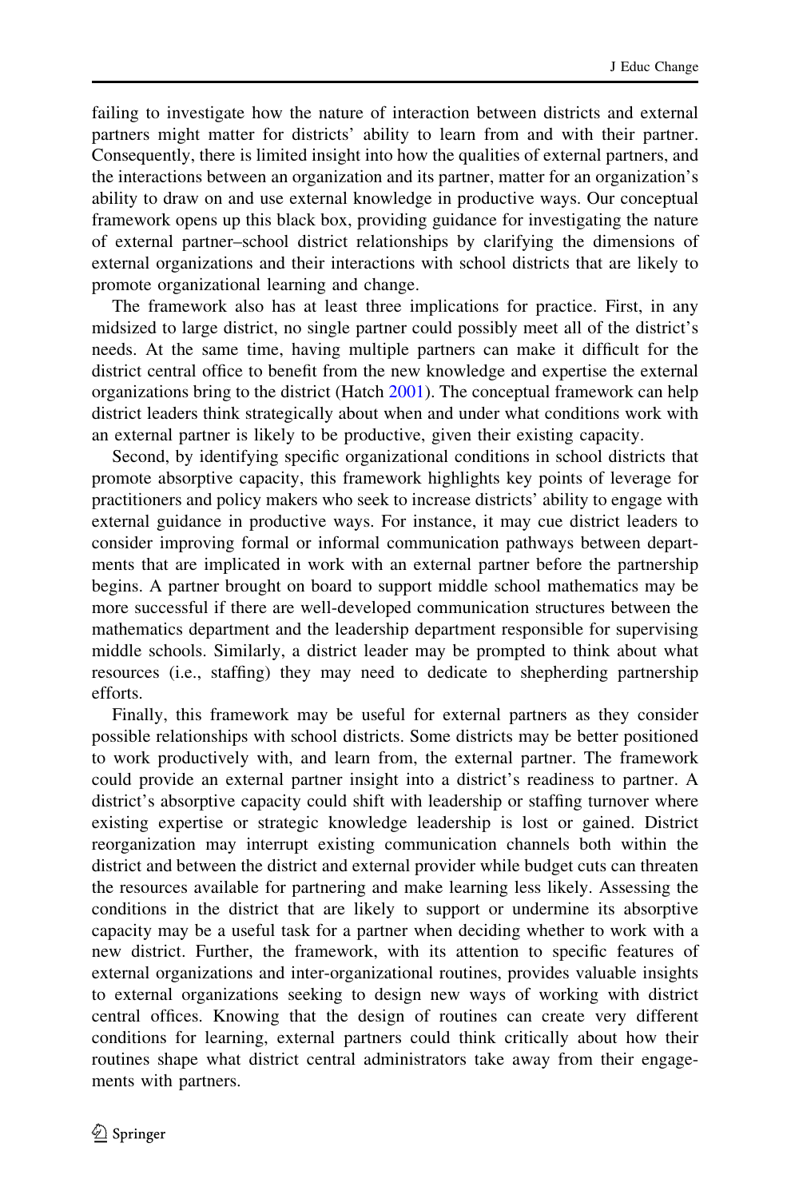failing to investigate how the nature of interaction between districts and external partners might matter for districts' ability to learn from and with their partner. Consequently, there is limited insight into how the qualities of external partners, and the interactions between an organization and its partner, matter for an organization's ability to draw on and use external knowledge in productive ways. Our conceptual framework opens up this black box, providing guidance for investigating the nature of external partner–school district relationships by clarifying the dimensions of external organizations and their interactions with school districts that are likely to promote organizational learning and change.

The framework also has at least three implications for practice. First, in any midsized to large district, no single partner could possibly meet all of the district's needs. At the same time, having multiple partners can make it difficult for the district central office to benefit from the new knowledge and expertise the external organizations bring to the district (Hatch 2001). The conceptual framework can help district leaders think strategically about when and under what conditions work with an external partner is likely to be productive, given their existing capacity.

Second, by identifying specific organizational conditions in school districts that promote absorptive capacity, this framework highlights key points of leverage for practitioners and policy makers who seek to increase districts' ability to engage with external guidance in productive ways. For instance, it may cue district leaders to consider improving formal or informal communication pathways between departments that are implicated in work with an external partner before the partnership begins. A partner brought on board to support middle school mathematics may be more successful if there are well-developed communication structures between the mathematics department and the leadership department responsible for supervising middle schools. Similarly, a district leader may be prompted to think about what resources (i.e., staffing) they may need to dedicate to shepherding partnership efforts.

Finally, this framework may be useful for external partners as they consider possible relationships with school districts. Some districts may be better positioned to work productively with, and learn from, the external partner. The framework could provide an external partner insight into a district's readiness to partner. A district's absorptive capacity could shift with leadership or staffing turnover where existing expertise or strategic knowledge leadership is lost or gained. District reorganization may interrupt existing communication channels both within the district and between the district and external provider while budget cuts can threaten the resources available for partnering and make learning less likely. Assessing the conditions in the district that are likely to support or undermine its absorptive capacity may be a useful task for a partner when deciding whether to work with a new district. Further, the framework, with its attention to specific features of external organizations and inter-organizational routines, provides valuable insights to external organizations seeking to design new ways of working with district central offices. Knowing that the design of routines can create very different conditions for learning, external partners could think critically about how their routines shape what district central administrators take away from their engagements with partners.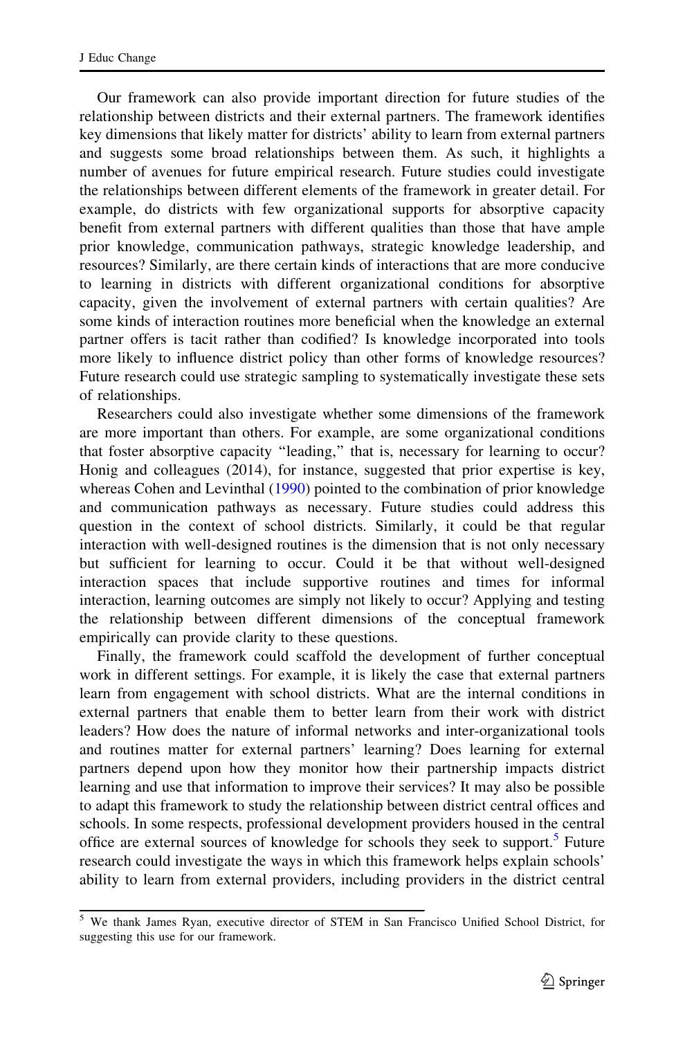Our framework can also provide important direction for future studies of the relationship between districts and their external partners. The framework identifies key dimensions that likely matter for districts' ability to learn from external partners and suggests some broad relationships between them. As such, it highlights a number of avenues for future empirical research. Future studies could investigate the relationships between different elements of the framework in greater detail. For example, do districts with few organizational supports for absorptive capacity benefit from external partners with different qualities than those that have ample prior knowledge, communication pathways, strategic knowledge leadership, and resources? Similarly, are there certain kinds of interactions that are more conducive to learning in districts with different organizational conditions for absorptive capacity, given the involvement of external partners with certain qualities? Are some kinds of interaction routines more beneficial when the knowledge an external partner offers is tacit rather than codified? Is knowledge incorporated into tools more likely to influence district policy than other forms of knowledge resources? Future research could use strategic sampling to systematically investigate these sets of relationships.

Researchers could also investigate whether some dimensions of the framework are more important than others. For example, are some organizational conditions that foster absorptive capacity "leading," that is, necessary for learning to occur? Honig and colleagues (2014), for instance, suggested that prior expertise is key, whereas Cohen and Levinthal (1990) pointed to the combination of prior knowledge and communication pathways as necessary. Future studies could address this question in the context of school districts. Similarly, it could be that regular interaction with well-designed routines is the dimension that is not only necessary but sufficient for learning to occur. Could it be that without well-designed interaction spaces that include supportive routines and times for informal interaction, learning outcomes are simply not likely to occur? Applying and testing the relationship between different dimensions of the conceptual framework empirically can provide clarity to these questions.

Finally, the framework could scaffold the development of further conceptual work in different settings. For example, it is likely the case that external partners learn from engagement with school districts. What are the internal conditions in external partners that enable them to better learn from their work with district leaders? How does the nature of informal networks and inter-organizational tools and routines matter for external partners' learning? Does learning for external partners depend upon how they monitor how their partnership impacts district learning and use that information to improve their services? It may also be possible to adapt this framework to study the relationship between district central offices and schools. In some respects, professional development providers housed in the central office are external sources of knowledge for schools they seek to support.[5] Future research could investigate the ways in which this framework helps explain schools' ability to learn from external providers, including providers in the district central

[5] We thank James Ryan, executive director of STEM in San Francisco Unified School District, for suggesting this use for our framework.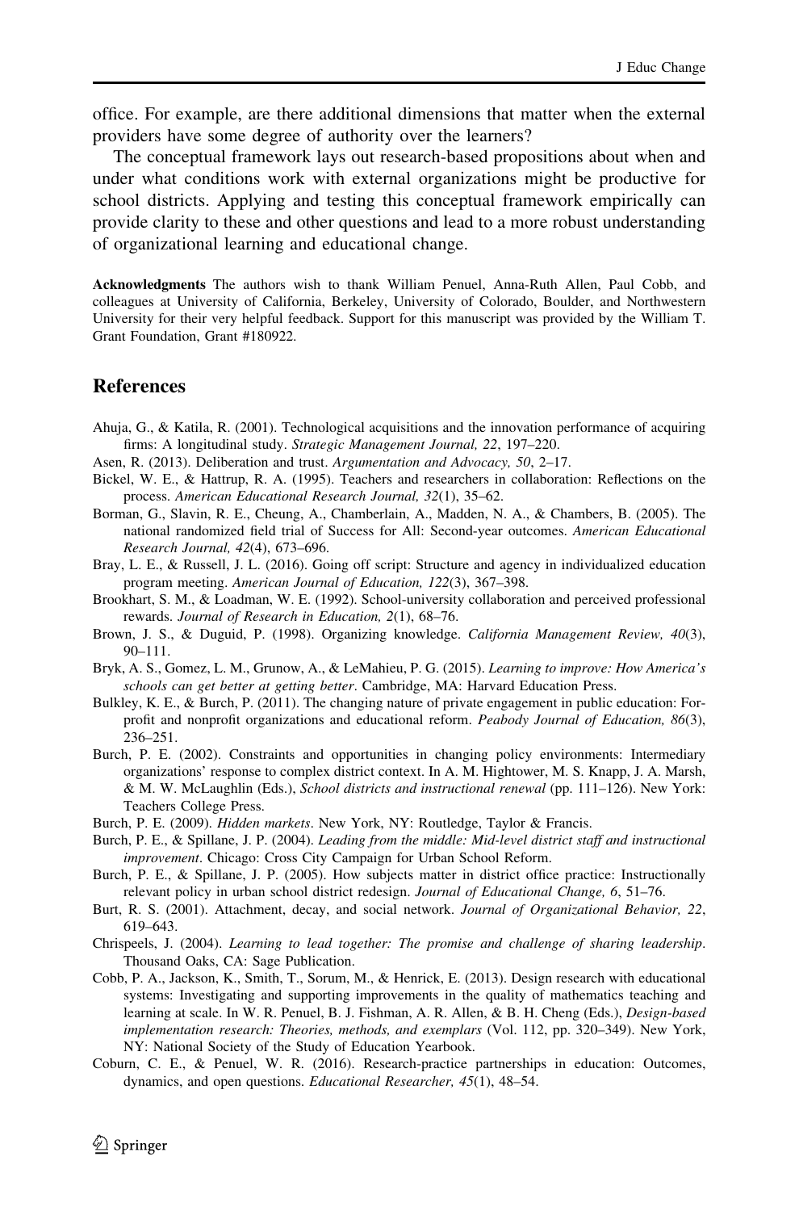office. For example, are there additional dimensions that matter when the external providers have some degree of authority over the learners?

The conceptual framework lays out research-based propositions about when and under what conditions work with external organizations might be productive for school districts. Applying and testing this conceptual framework empirically can provide clarity to these and other questions and lead to a more robust understanding of organizational learning and educational change.

**Acknowledgments** The authors wish to thank William Penuel, Anna-Ruth Allen, Paul Cobb, and colleagues at University of California, Berkeley, University of Colorado, Boulder, and Northwestern University for their very helpful feedback. Support for this manuscript was provided by the William T. Grant Foundation, Grant #180922.

## References

Ahuja, G., & Katila, R. (2001). Technological acquisitions and the innovation performance of acquiring firms: A longitudinal study. *Strategic Management Journal, 22*, 197–220.

Asen, R. (2013). Deliberation and trust. *Argumentation and Advocacy, 50*, 2–17.

Bickel, W. E., & Hattrup, R. A. (1995). Teachers and researchers in collaboration: Reflections on the process. *American Educational Research Journal, 32*(1), 35–62.

Borman, G., Slavin, R. E., Cheung, A., Chamberlain, A., Madden, N. A., & Chambers, B. (2005). The national randomized field trial of Success for All: Second-year outcomes. *American Educational Research Journal, 42*(4), 673–696.

Bray, L. E., & Russell, J. L. (2016). Going off script: Structure and agency in individualized education program meeting. *American Journal of Education, 122*(3), 367–398.

Brookhart, S. M., & Loadman, W. E. (1992). School-university collaboration and perceived professional rewards. *Journal of Research in Education, 2*(1), 68–76.

Brown, J. S., & Duguid, P. (1998). Organizing knowledge. *California Management Review, 40*(3), 90–111.

Bryk, A. S., Gomez, L. M., Grunow, A., & LeMahieu, P. G. (2015). *Learning to improve: How America's schools can get better at getting better*. Cambridge, MA: Harvard Education Press.

Bulkley, K. E., & Burch, P. (2011). The changing nature of private engagement in public education: For-profit and nonprofit organizations and educational reform. *Peabody Journal of Education, 86*(3), 236–251.

Burch, P. E. (2002). Constraints and opportunities in changing policy environments: Intermediary organizations' response to complex district context. In A. M. Hightower, M. S. Knapp, J. A. Marsh, & M. W. McLaughlin (Eds.), *School districts and instructional renewal* (pp. 111–126). New York: Teachers College Press.

Burch, P. E. (2009). *Hidden markets*. New York, NY: Routledge, Taylor & Francis.

Burch, P. E., & Spillane, J. P. (2004). *Leading from the middle: Mid-level district staff and instructional improvement*. Chicago: Cross City Campaign for Urban School Reform.

Burch, P. E., & Spillane, J. P. (2005). How subjects matter in district office practice: Instructionally relevant policy in urban school district redesign. *Journal of Educational Change, 6*, 51–76.

Burt, R. S. (2001). Attachment, decay, and social network. *Journal of Organizational Behavior, 22*, 619–643.

Chrispeels, J. (2004). *Learning to lead together: The promise and challenge of sharing leadership*. Thousand Oaks, CA: Sage Publication.

Cobb, P. A., Jackson, K., Smith, T., Sorum, M., & Henrick, E. (2013). Design research with educational systems: Investigating and supporting improvements in the quality of mathematics teaching and learning at scale. In W. R. Penuel, B. J. Fishman, A. R. Allen, & B. H. Cheng (Eds.), *Design-based implementation research: Theories, methods, and exemplars* (Vol. 112, pp. 320–349). New York, NY: National Society of the Study of Education Yearbook.

Coburn, C. E., & Penuel, W. R. (2016). Research-practice partnerships in education: Outcomes, dynamics, and open questions. *Educational Researcher, 45*(1), 48–54.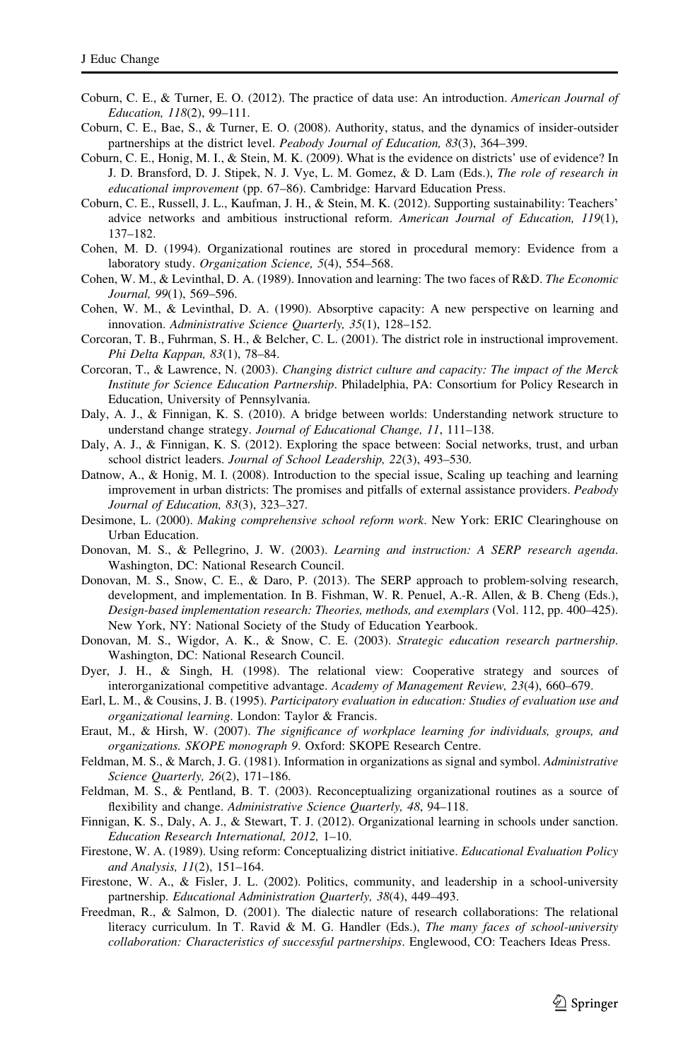Coburn, C. E., & Turner, E. O. (2012). The practice of data use: An introduction. *American Journal of Education, 118*(2), 99–111.

Coburn, C. E., Bae, S., & Turner, E. O. (2008). Authority, status, and the dynamics of insider-outsider partnerships at the district level. *Peabody Journal of Education, 83*(3), 364–399.

Coburn, C. E., Honig, M. I., & Stein, M. K. (2009). What is the evidence on districts' use of evidence? In J. D. Bransford, D. J. Stipek, N. J. Vye, L. M. Gomez, & D. Lam (Eds.), *The role of research in educational improvement* (pp. 67–86). Cambridge: Harvard Education Press.

Coburn, C. E., Russell, J. L., Kaufman, J. H., & Stein, M. K. (2012). Supporting sustainability: Teachers' advice networks and ambitious instructional reform. *American Journal of Education, 119*(1), 137–182.

Cohen, M. D. (1994). Organizational routines are stored in procedural memory: Evidence from a laboratory study. *Organization Science, 5*(4), 554–568.

Cohen, W. M., & Levinthal, D. A. (1989). Innovation and learning: The two faces of R&D. *The Economic Journal, 99*(1), 569–596.

Cohen, W. M., & Levinthal, D. A. (1990). Absorptive capacity: A new perspective on learning and innovation. *Administrative Science Quarterly, 35*(1), 128–152.

Corcoran, T. B., Fuhrman, S. H., & Belcher, C. L. (2001). The district role in instructional improvement. *Phi Delta Kappan, 83*(1), 78–84.

Corcoran, T., & Lawrence, N. (2003). *Changing district culture and capacity: The impact of the Merck Institute for Science Education Partnership*. Philadelphia, PA: Consortium for Policy Research in Education, University of Pennsylvania.

Daly, A. J., & Finnigan, K. S. (2010). A bridge between worlds: Understanding network structure to understand change strategy. *Journal of Educational Change, 11*, 111–138.

Daly, A. J., & Finnigan, K. S. (2012). Exploring the space between: Social networks, trust, and urban school district leaders. *Journal of School Leadership, 22*(3), 493–530.

Datnow, A., & Honig, M. I. (2008). Introduction to the special issue, Scaling up teaching and learning improvement in urban districts: The promises and pitfalls of external assistance providers. *Peabody Journal of Education, 83*(3), 323–327.

Desimone, L. (2000). *Making comprehensive school reform work*. New York: ERIC Clearinghouse on Urban Education.

Donovan, M. S., & Pellegrino, J. W. (2003). *Learning and instruction: A SERP research agenda*. Washington, DC: National Research Council.

Donovan, M. S., Snow, C. E., & Daro, P. (2013). The SERP approach to problem-solving research, development, and implementation. In B. Fishman, W. R. Penuel, A.-R. Allen, & B. Cheng (Eds.), *Design-based implementation research: Theories, methods, and exemplars* (Vol. 112, pp. 400–425). New York, NY: National Society of the Study of Education Yearbook.

Donovan, M. S., Wigdor, A. K., & Snow, C. E. (2003). *Strategic education research partnership*. Washington, DC: National Research Council.

Dyer, J. H., & Singh, H. (1998). The relational view: Cooperative strategy and sources of interorganizational competitive advantage. *Academy of Management Review, 23*(4), 660–679.

Earl, L. M., & Cousins, J. B. (1995). *Participatory evaluation in education: Studies of evaluation use and organizational learning*. London: Taylor & Francis.

Eraut, M., & Hirsh, W. (2007). *The significance of workplace learning for individuals, groups, and organizations. SKOPE monograph 9*. Oxford: SKOPE Research Centre.

Feldman, M. S., & March, J. G. (1981). Information in organizations as signal and symbol. *Administrative Science Quarterly, 26*(2), 171–186.

Feldman, M. S., & Pentland, B. T. (2003). Reconceptualizing organizational routines as a source of flexibility and change. *Administrative Science Quarterly, 48*, 94–118.

Finnigan, K. S., Daly, A. J., & Stewart, T. J. (2012). Organizational learning in schools under sanction. *Education Research International, 2012*, 1–10.

Firestone, W. A. (1989). Using reform: Conceptualizing district initiative. *Educational Evaluation Policy and Analysis, 11*(2), 151–164.

Firestone, W. A., & Fisler, J. L. (2002). Politics, community, and leadership in a school-university partnership. *Educational Administration Quarterly, 38*(4), 449–493.

Freedman, R., & Salmon, D. (2001). The dialectic nature of research collaborations: The relational literacy curriculum. In T. Ravid & M. G. Handler (Eds.), *The many faces of school-university collaboration: Characteristics of successful partnerships*. Englewood, CO: Teachers Ideas Press.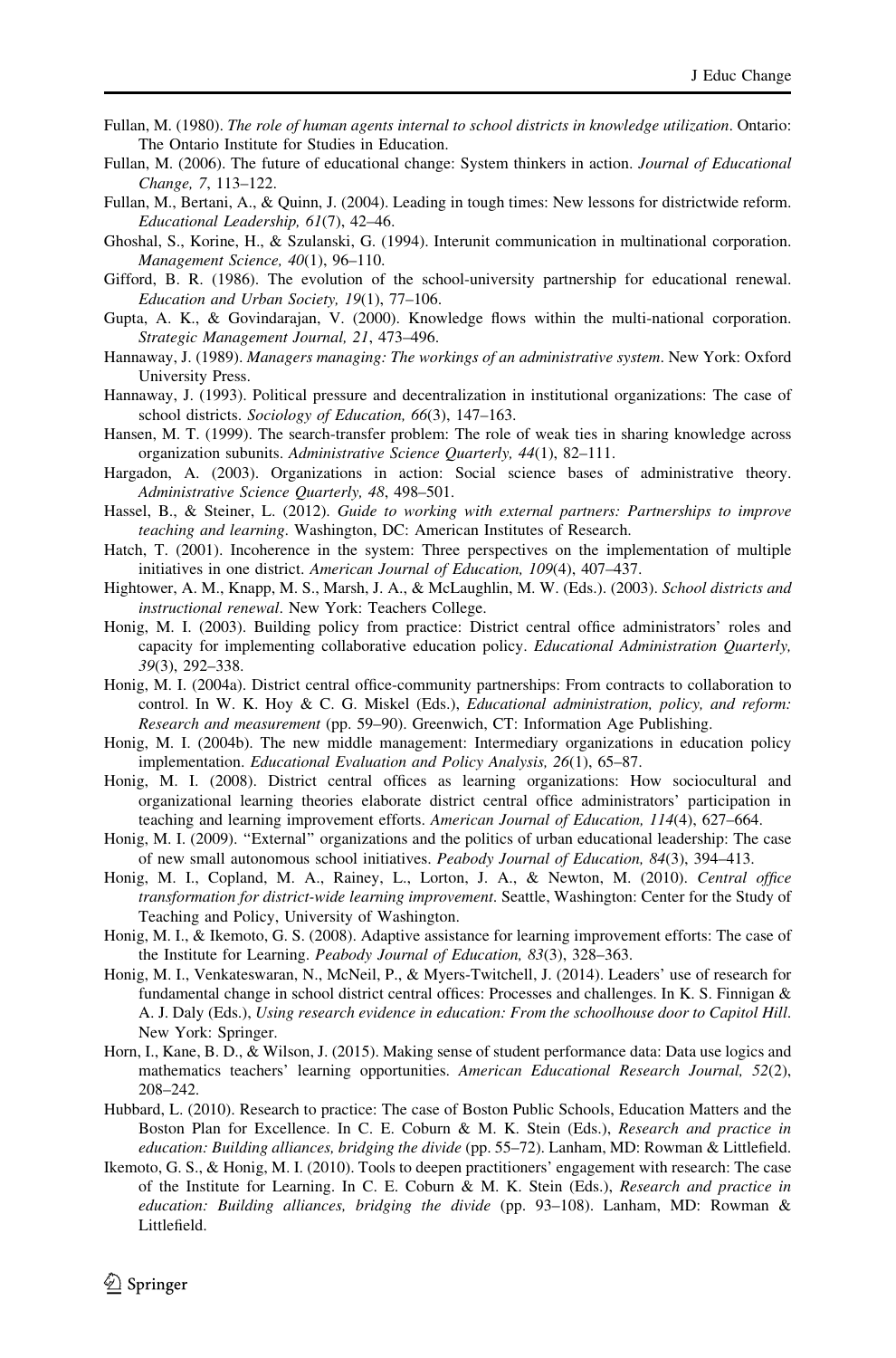Fullan, M. (1980). *The role of human agents internal to school districts in knowledge utilization*. Ontario: The Ontario Institute for Studies in Education.

Fullan, M. (2006). The future of educational change: System thinkers in action. *Journal of Educational Change, 7*, 113–122.

Fullan, M., Bertani, A., & Quinn, J. (2004). Leading in tough times: New lessons for districtwide reform. *Educational Leadership, 61*(7), 42–46.

Ghoshal, S., Korine, H., & Szulanski, G. (1994). Interunit communication in multinational corporation. *Management Science, 40*(1), 96–110.

Gifford, B. R. (1986). The evolution of the school-university partnership for educational renewal. *Education and Urban Society, 19*(1), 77–106.

Gupta, A. K., & Govindarajan, V. (2000). Knowledge flows within the multi-national corporation. *Strategic Management Journal, 21*, 473–496.

Hannaway, J. (1989). *Managers managing: The workings of an administrative system*. New York: Oxford University Press.

Hannaway, J. (1993). Political pressure and decentralization in institutional organizations: The case of school districts. *Sociology of Education, 66*(3), 147–163.

Hansen, M. T. (1999). The search-transfer problem: The role of weak ties in sharing knowledge across organization subunits. *Administrative Science Quarterly, 44*(1), 82–111.

Hargadon, A. (2003). Organizations in action: Social science bases of administrative theory. *Administrative Science Quarterly, 48*, 498–501.

Hassel, B., & Steiner, L. (2012). *Guide to working with external partners: Partnerships to improve teaching and learning*. Washington, DC: American Institutes of Research.

Hatch, T. (2001). Incoherence in the system: Three perspectives on the implementation of multiple initiatives in one district. *American Journal of Education, 109*(4), 407–437.

Hightower, A. M., Knapp, M. S., Marsh, J. A., & McLaughlin, M. W. (Eds.). (2003). *School districts and instructional renewal*. New York: Teachers College.

Honig, M. I. (2003). Building policy from practice: District central office administrators' roles and capacity for implementing collaborative education policy. *Educational Administration Quarterly, 39*(3), 292–338.

Honig, M. I. (2004a). District central office-community partnerships: From contracts to collaboration to control. In W. K. Hoy & C. G. Miskel (Eds.), *Educational administration, policy, and reform: Research and measurement* (pp. 59–90). Greenwich, CT: Information Age Publishing.

Honig, M. I. (2004b). The new middle management: Intermediary organizations in education policy implementation. *Educational Evaluation and Policy Analysis, 26*(1), 65–87.

Honig, M. I. (2008). District central offices as learning organizations: How sociocultural and organizational learning theories elaborate district central office administrators' participation in teaching and learning improvement efforts. *American Journal of Education, 114*(4), 627–664.

Honig, M. I. (2009). "External" organizations and the politics of urban educational leadership: The case of new small autonomous school initiatives. *Peabody Journal of Education, 84*(3), 394–413.

Honig, M. I., Copland, M. A., Rainey, L., Lorton, J. A., & Newton, M. (2010). *Central office transformation for district-wide learning improvement*. Seattle, Washington: Center for the Study of Teaching and Policy, University of Washington.

Honig, M. I., & Ikemoto, G. S. (2008). Adaptive assistance for learning improvement efforts: The case of the Institute for Learning. *Peabody Journal of Education, 83*(3), 328–363.

Honig, M. I., Venkateswaran, N., McNeil, P., & Myers-Twitchell, J. (2014). Leaders' use of research for fundamental change in school district central offices: Processes and challenges. In K. S. Finnigan & A. J. Daly (Eds.), *Using research evidence in education: From the schoolhouse door to Capitol Hill*. New York: Springer.

Horn, I., Kane, B. D., & Wilson, J. (2015). Making sense of student performance data: Data use logics and mathematics teachers' learning opportunities. *American Educational Research Journal, 52*(2), 208–242.

Hubbard, L. (2010). Research to practice: The case of Boston Public Schools, Education Matters and the Boston Plan for Excellence. In C. E. Coburn & M. K. Stein (Eds.), *Research and practice in education: Building alliances, bridging the divide* (pp. 55–72). Lanham, MD: Rowman & Littlefield.

Ikemoto, G. S., & Honig, M. I. (2010). Tools to deepen practitioners' engagement with research: The case of the Institute for Learning. In C. E. Coburn & M. K. Stein (Eds.), *Research and practice in education: Building alliances, bridging the divide* (pp. 93–108). Lanham, MD: Rowman & Littlefield.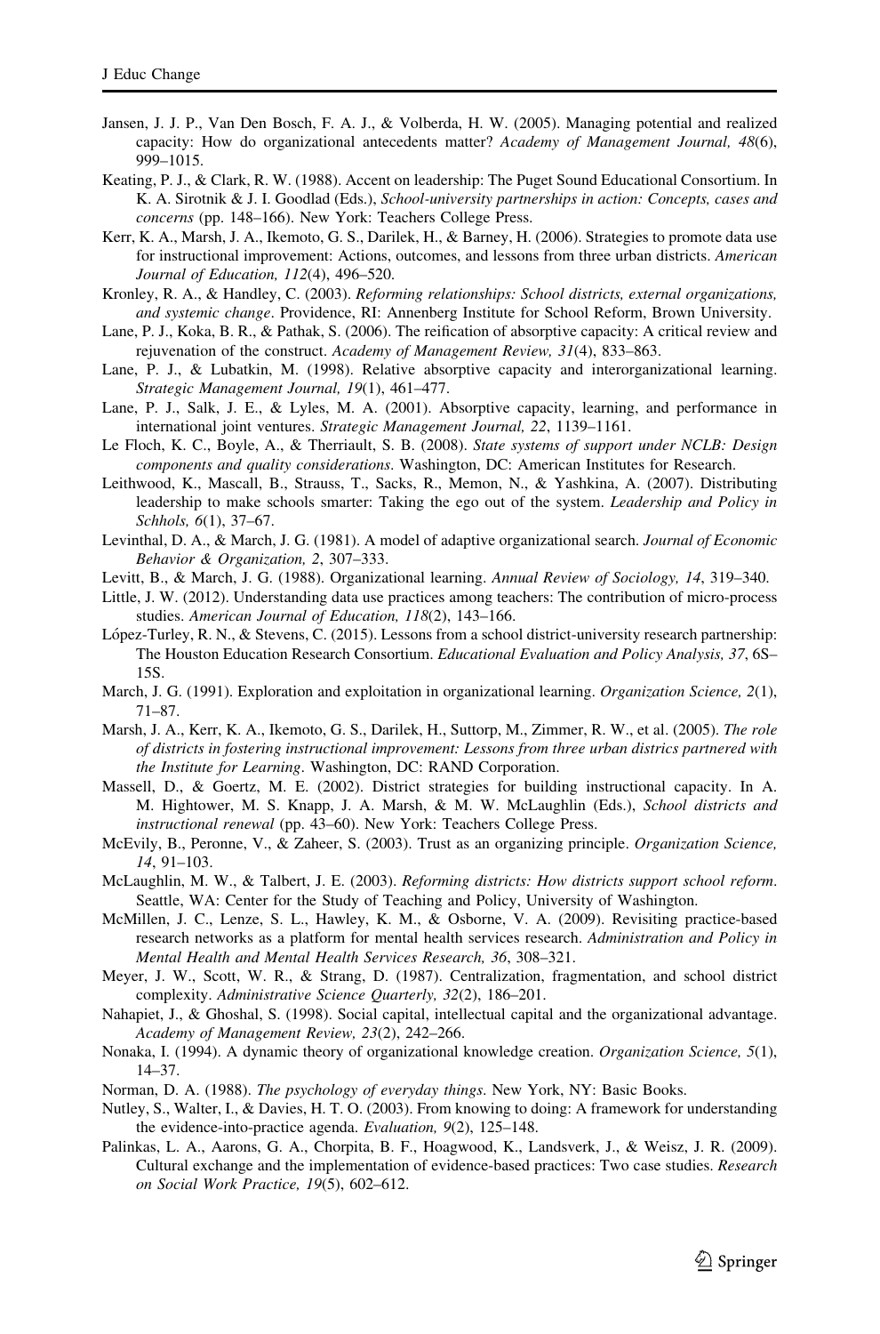Jansen, J. J. P., Van Den Bosch, F. A. J., & Volberda, H. W. (2005). Managing potential and realized capacity: How do organizational antecedents matter? *Academy of Management Journal, 48*(6), 999–1015.

Keating, P. J., & Clark, R. W. (1988). Accent on leadership: The Puget Sound Educational Consortium. In K. A. Sirotnik & J. I. Goodlad (Eds.), *School-university partnerships in action: Concepts, cases and concerns* (pp. 148–166). New York: Teachers College Press.

Kerr, K. A., Marsh, J. A., Ikemoto, G. S., Darilek, H., & Barney, H. (2006). Strategies to promote data use for instructional improvement: Actions, outcomes, and lessons from three urban districts. *American Journal of Education, 112*(4), 496–520.

Kronley, R. A., & Handley, C. (2003). *Reforming relationships: School districts, external organizations, and systemic change*. Providence, RI: Annenberg Institute for School Reform, Brown University.

Lane, P. J., Koka, B. R., & Pathak, S. (2006). The reification of absorptive capacity: A critical review and rejuvenation of the construct. *Academy of Management Review, 31*(4), 833–863.

Lane, P. J., & Lubatkin, M. (1998). Relative absorptive capacity and interorganizational learning. *Strategic Management Journal, 19*(1), 461–477.

Lane, P. J., Salk, J. E., & Lyles, M. A. (2001). Absorptive capacity, learning, and performance in international joint ventures. *Strategic Management Journal, 22*, 1139–1161.

Le Floch, K. C., Boyle, A., & Therriault, S. B. (2008). *State systems of support under NCLB: Design components and quality considerations*. Washington, DC: American Institutes for Research.

Leithwood, K., Mascall, B., Strauss, T., Sacks, R., Memon, N., & Yashkina, A. (2007). Distributing leadership to make schools smarter: Taking the ego out of the system. *Leadership and Policy in Schhols, 6*(1), 37–67.

Levinthal, D. A., & March, J. G. (1981). A model of adaptive organizational search. *Journal of Economic Behavior & Organization, 2*, 307–333.

Levitt, B., & March, J. G. (1988). Organizational learning. *Annual Review of Sociology, 14*, 319–340.

Little, J. W. (2012). Understanding data use practices among teachers: The contribution of micro-process studies. *American Journal of Education, 118*(2), 143–166.

López-Turley, R. N., & Stevens, C. (2015). Lessons from a school district-university research partnership: The Houston Education Research Consortium. *Educational Evaluation and Policy Analysis, 37*, 6S–15S.

March, J. G. (1991). Exploration and exploitation in organizational learning. *Organization Science, 2*(1), 71–87.

Marsh, J. A., Kerr, K. A., Ikemoto, G. S., Darilek, H., Suttorp, M., Zimmer, R. W., et al. (2005). *The role of districts in fostering instructional improvement: Lessons from three urban districs partnered with the Institute for Learning*. Washington, DC: RAND Corporation.

Massell, D., & Goertz, M. E. (2002). District strategies for building instructional capacity. In A. M. Hightower, M. S. Knapp, J. A. Marsh, & M. W. McLaughlin (Eds.), *School districts and instructional renewal* (pp. 43–60). New York: Teachers College Press.

McEvily, B., Peronne, V., & Zaheer, S. (2003). Trust as an organizing principle. *Organization Science, 14*, 91–103.

McLaughlin, M. W., & Talbert, J. E. (2003). *Reforming districts: How districts support school reform*. Seattle, WA: Center for the Study of Teaching and Policy, University of Washington.

McMillen, J. C., Lenze, S. L., Hawley, K. M., & Osborne, V. A. (2009). Revisiting practice-based research networks as a platform for mental health services research. *Administration and Policy in Mental Health and Mental Health Services Research, 36*, 308–321.

Meyer, J. W., Scott, W. R., & Strang, D. (1987). Centralization, fragmentation, and school district complexity. *Administrative Science Quarterly, 32*(2), 186–201.

Nahapiet, J., & Ghoshal, S. (1998). Social capital, intellectual capital and the organizational advantage. *Academy of Management Review, 23*(2), 242–266.

Nonaka, I. (1994). A dynamic theory of organizational knowledge creation. *Organization Science, 5*(1), 14–37.

Norman, D. A. (1988). *The psychology of everyday things*. New York, NY: Basic Books.

Nutley, S., Walter, I., & Davies, H. T. O. (2003). From knowing to doing: A framework for understanding the evidence-into-practice agenda. *Evaluation, 9*(2), 125–148.

Palinkas, L. A., Aarons, G. A., Chorpita, B. F., Hoagwood, K., Landsverk, J., & Weisz, J. R. (2009). Cultural exchange and the implementation of evidence-based practices: Two case studies. *Research on Social Work Practice, 19*(5), 602–612.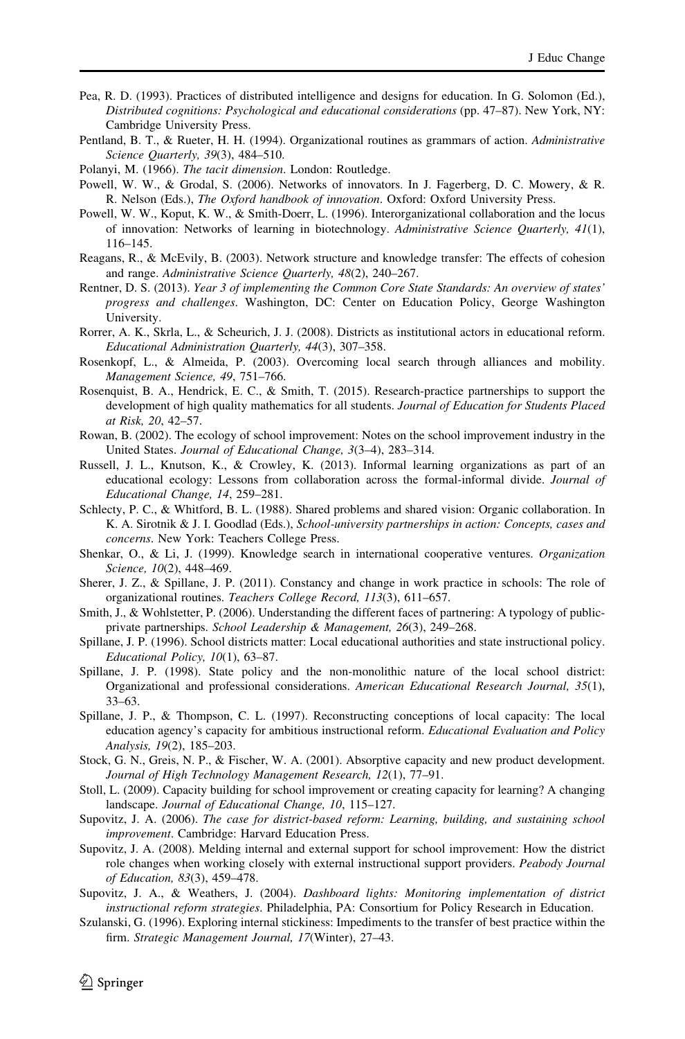Pea, R. D. (1993). Practices of distributed intelligence and designs for education. In G. Solomon (Ed.), *Distributed cognitions: Psychological and educational considerations* (pp. 47–87). New York, NY: Cambridge University Press.

Pentland, B. T., & Rueter, H. H. (1994). Organizational routines as grammars of action. *Administrative Science Quarterly, 39*(3), 484–510.

Polanyi, M. (1966). *The tacit dimension*. London: Routledge.

Powell, W. W., & Grodal, S. (2006). Networks of innovators. In J. Fagerberg, D. C. Mowery, & R. R. Nelson (Eds.), *The Oxford handbook of innovation*. Oxford: Oxford University Press.

Powell, W. W., Koput, K. W., & Smith-Doerr, L. (1996). Interorganizational collaboration and the locus of innovation: Networks of learning in biotechnology. *Administrative Science Quarterly, 41*(1), 116–145.

Reagans, R., & McEvily, B. (2003). Network structure and knowledge transfer: The effects of cohesion and range. *Administrative Science Quarterly, 48*(2), 240–267.

Rentner, D. S. (2013). *Year 3 of implementing the Common Core State Standards: An overview of states' progress and challenges*. Washington, DC: Center on Education Policy, George Washington University.

Rorrer, A. K., Skrla, L., & Scheurich, J. J. (2008). Districts as institutional actors in educational reform. *Educational Administration Quarterly, 44*(3), 307–358.

Rosenkopf, L., & Almeida, P. (2003). Overcoming local search through alliances and mobility. *Management Science, 49*, 751–766.

Rosenquist, B. A., Hendrick, E. C., & Smith, T. (2015). Research-practice partnerships to support the development of high quality mathematics for all students. *Journal of Education for Students Placed at Risk, 20*, 42–57.

Rowan, B. (2002). The ecology of school improvement: Notes on the school improvement industry in the United States. *Journal of Educational Change, 3*(3–4), 283–314.

Russell, J. L., Knutson, K., & Crowley, K. (2013). Informal learning organizations as part of an educational ecology: Lessons from collaboration across the formal-informal divide. *Journal of Educational Change, 14*, 259–281.

Schlecty, P. C., & Whitford, B. L. (1988). Shared problems and shared vision: Organic collaboration. In K. A. Sirotnik & J. I. Goodlad (Eds.), *School-university partnerships in action: Concepts, cases and concerns*. New York: Teachers College Press.

Shenkar, O., & Li, J. (1999). Knowledge search in international cooperative ventures. *Organization Science, 10*(2), 448–469.

Sherer, J. Z., & Spillane, J. P. (2011). Constancy and change in work practice in schools: The role of organizational routines. *Teachers College Record, 113*(3), 611–657.

Smith, J., & Wohlstetter, P. (2006). Understanding the different faces of partnering: A typology of public-private partnerships. *School Leadership & Management, 26*(3), 249–268.

Spillane, J. P. (1996). School districts matter: Local educational authorities and state instructional policy. *Educational Policy, 10*(1), 63–87.

Spillane, J. P. (1998). State policy and the non-monolithic nature of the local school district: Organizational and professional considerations. *American Educational Research Journal, 35*(1), 33–63.

Spillane, J. P., & Thompson, C. L. (1997). Reconstructing conceptions of local capacity: The local education agency's capacity for ambitious instructional reform. *Educational Evaluation and Policy Analysis, 19*(2), 185–203.

Stock, G. N., Greis, N. P., & Fischer, W. A. (2001). Absorptive capacity and new product development. *Journal of High Technology Management Research, 12*(1), 77–91.

Stoll, L. (2009). Capacity building for school improvement or creating capacity for learning? A changing landscape. *Journal of Educational Change, 10*, 115–127.

Supovitz, J. A. (2006). *The case for district-based reform: Learning, building, and sustaining school improvement*. Cambridge: Harvard Education Press.

Supovitz, J. A. (2008). Melding internal and external support for school improvement: How the district role changes when working closely with external instructional support providers. *Peabody Journal of Education, 83*(3), 459–478.

Supovitz, J. A., & Weathers, J. (2004). *Dashboard lights: Monitoring implementation of district instructional reform strategies*. Philadelphia, PA: Consortium for Policy Research in Education.

Szulanski, G. (1996). Exploring internal stickiness: Impediments to the transfer of best practice within the firm. *Strategic Management Journal, 17*(Winter), 27–43.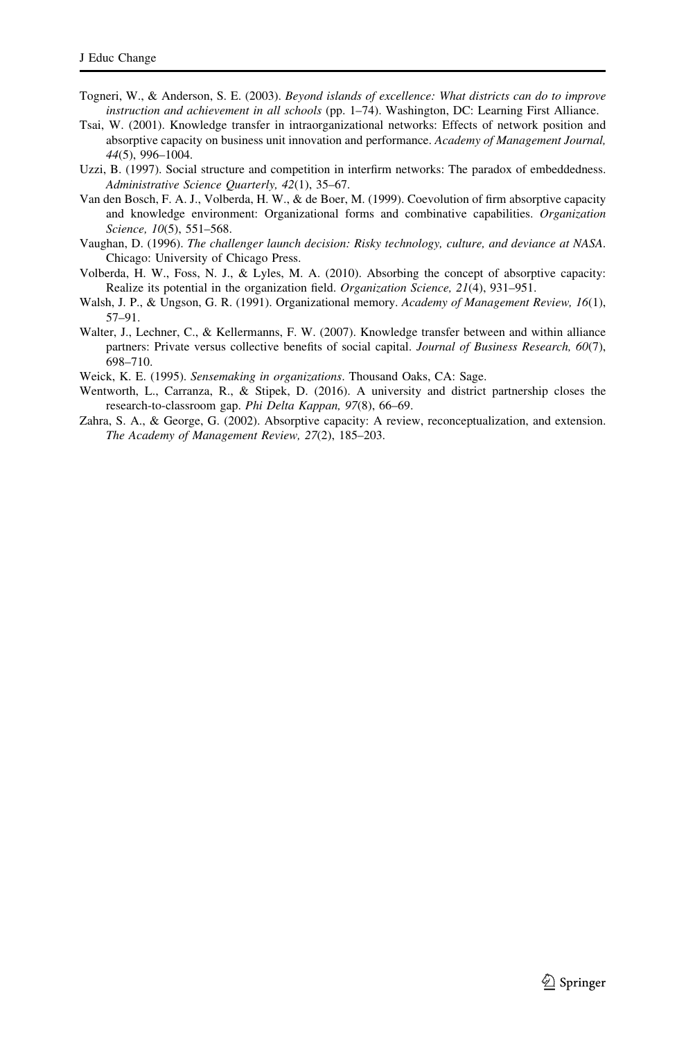Togneri, W., & Anderson, S. E. (2003). *Beyond islands of excellence: What districts can do to improve instruction and achievement in all schools* (pp. 1–74). Washington, DC: Learning First Alliance.

Tsai, W. (2001). Knowledge transfer in intraorganizational networks: Effects of network position and absorptive capacity on business unit innovation and performance. *Academy of Management Journal, 44*(5), 996–1004.

Uzzi, B. (1997). Social structure and competition in interfirm networks: The paradox of embeddedness. *Administrative Science Quarterly, 42*(1), 35–67.

Van den Bosch, F. A. J., Volberda, H. W., & de Boer, M. (1999). Coevolution of firm absorptive capacity and knowledge environment: Organizational forms and combinative capabilities. *Organization Science, 10*(5), 551–568.

Vaughan, D. (1996). *The challenger launch decision: Risky technology, culture, and deviance at NASA*. Chicago: University of Chicago Press.

Volberda, H. W., Foss, N. J., & Lyles, M. A. (2010). Absorbing the concept of absorptive capacity: Realize its potential in the organization field. *Organization Science, 21*(4), 931–951.

Walsh, J. P., & Ungson, G. R. (1991). Organizational memory. *Academy of Management Review, 16*(1), 57–91.

Walter, J., Lechner, C., & Kellermanns, F. W. (2007). Knowledge transfer between and within alliance partners: Private versus collective benefits of social capital. *Journal of Business Research, 60*(7), 698–710.

Weick, K. E. (1995). *Sensemaking in organizations*. Thousand Oaks, CA: Sage.

Wentworth, L., Carranza, R., & Stipek, D. (2016). A university and district partnership closes the research-to-classroom gap. *Phi Delta Kappan, 97*(8), 66–69.

Zahra, S. A., & George, G. (2002). Absorptive capacity: A review, reconceptualization, and extension. *The Academy of Management Review, 27*(2), 185–203.